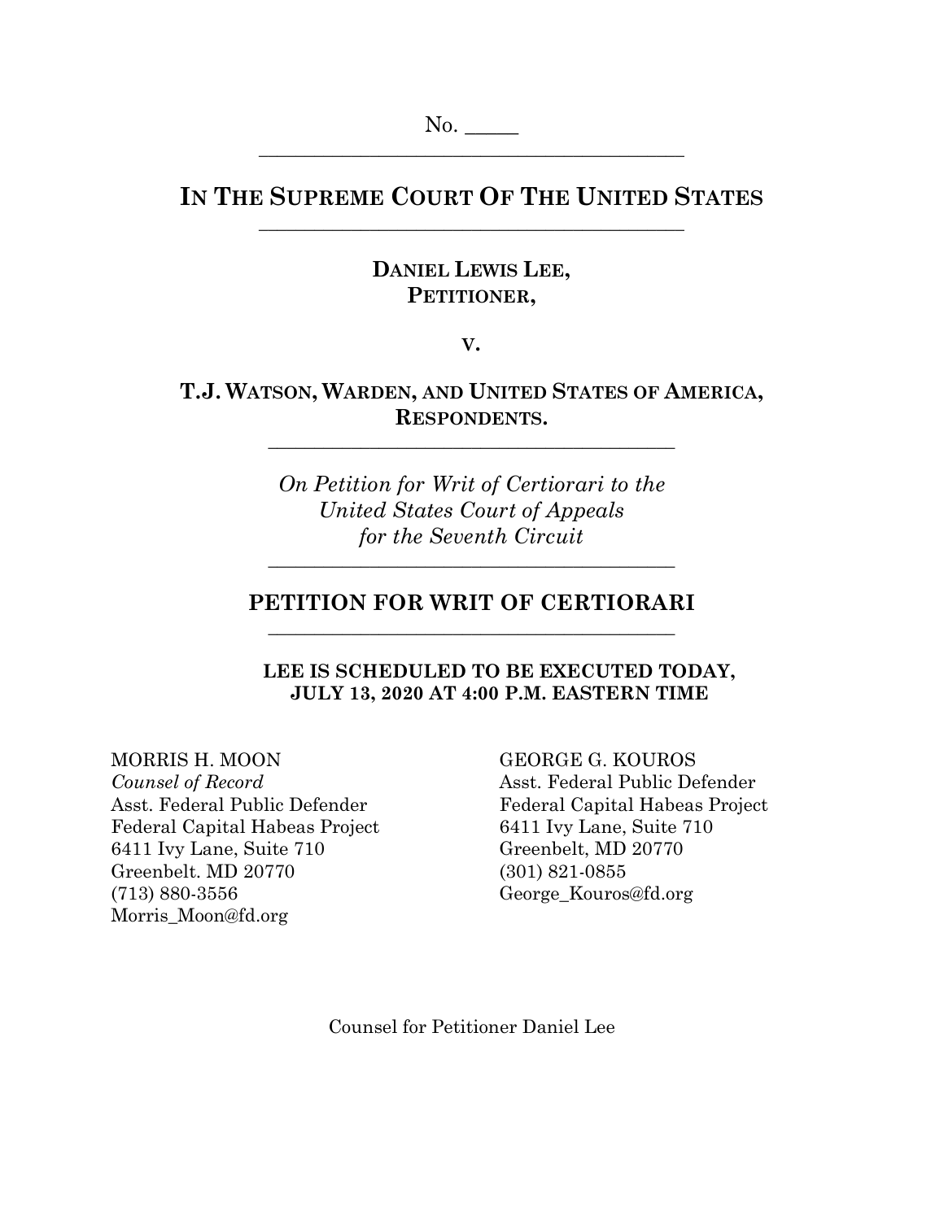No. _____

# IN THE SUPREME COURT OF THE UNITED STATES

**DANIEL LEWIS LEE,**
**PETITIONER,**

**V.**

**T.J. WATSON, WARDEN, AND UNITED STATES OF AMERICA,**
**RESPONDENTS.**

*On Petition for Writ of Certiorari to the United States Court of Appeals for the Seventh Circuit*

## PETITION FOR WRIT OF CERTIORARI

**LEE IS SCHEDULED TO BE EXECUTED TODAY, JULY 13, 2020 AT 4:00 P.M. EASTERN TIME**

MORRIS H. MOON
*Counsel of Record*
Asst. Federal Public Defender
Federal Capital Habeas Project
6411 Ivy Lane, Suite 710
Greenbelt. MD 20770
(713) 880-3556
Morris_Moon@fd.org

GEORGE G. KOUROS
Asst. Federal Public Defender
Federal Capital Habeas Project
6411 Ivy Lane, Suite 710
Greenbelt, MD 20770
(301) 821-0855
George_Kouros@fd.org

Counsel for Petitioner Daniel Lee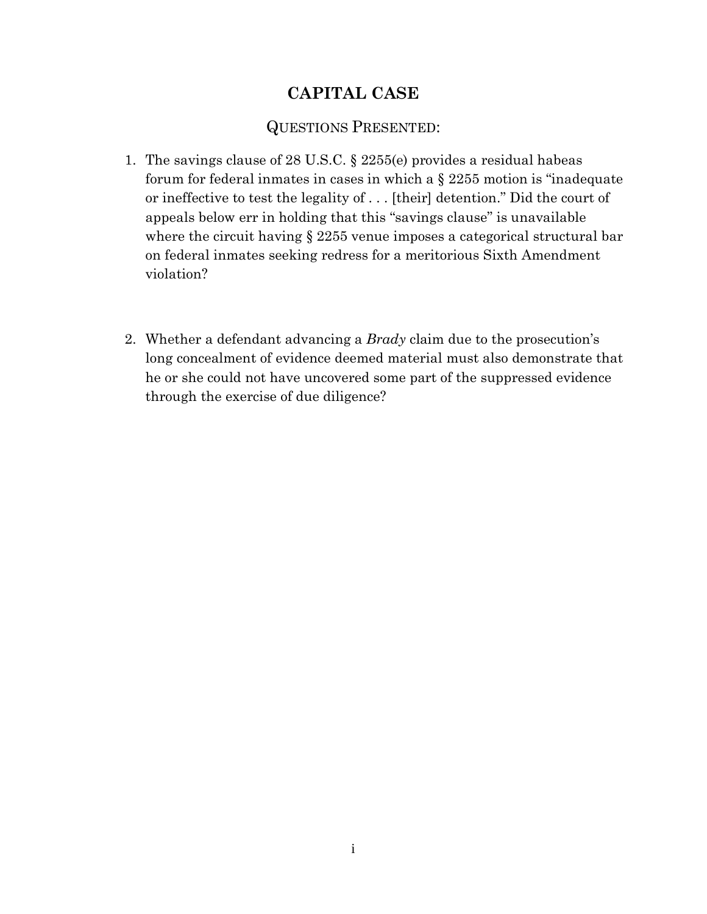# CAPITAL CASE

## QUESTIONS PRESENTED:

1. The savings clause of 28 U.S.C. § 2255(e) provides a residual habeas forum for federal inmates in cases in which a § 2255 motion is "inadequate or ineffective to test the legality of . . . [their] detention." Did the court of appeals below err in holding that this "savings clause" is unavailable where the circuit having § 2255 venue imposes a categorical structural bar on federal inmates seeking redress for a meritorious Sixth Amendment violation?

2. Whether a defendant advancing a *Brady* claim due to the prosecution's long concealment of evidence deemed material must also demonstrate that he or she could not have uncovered some part of the suppressed evidence through the exercise of due diligence?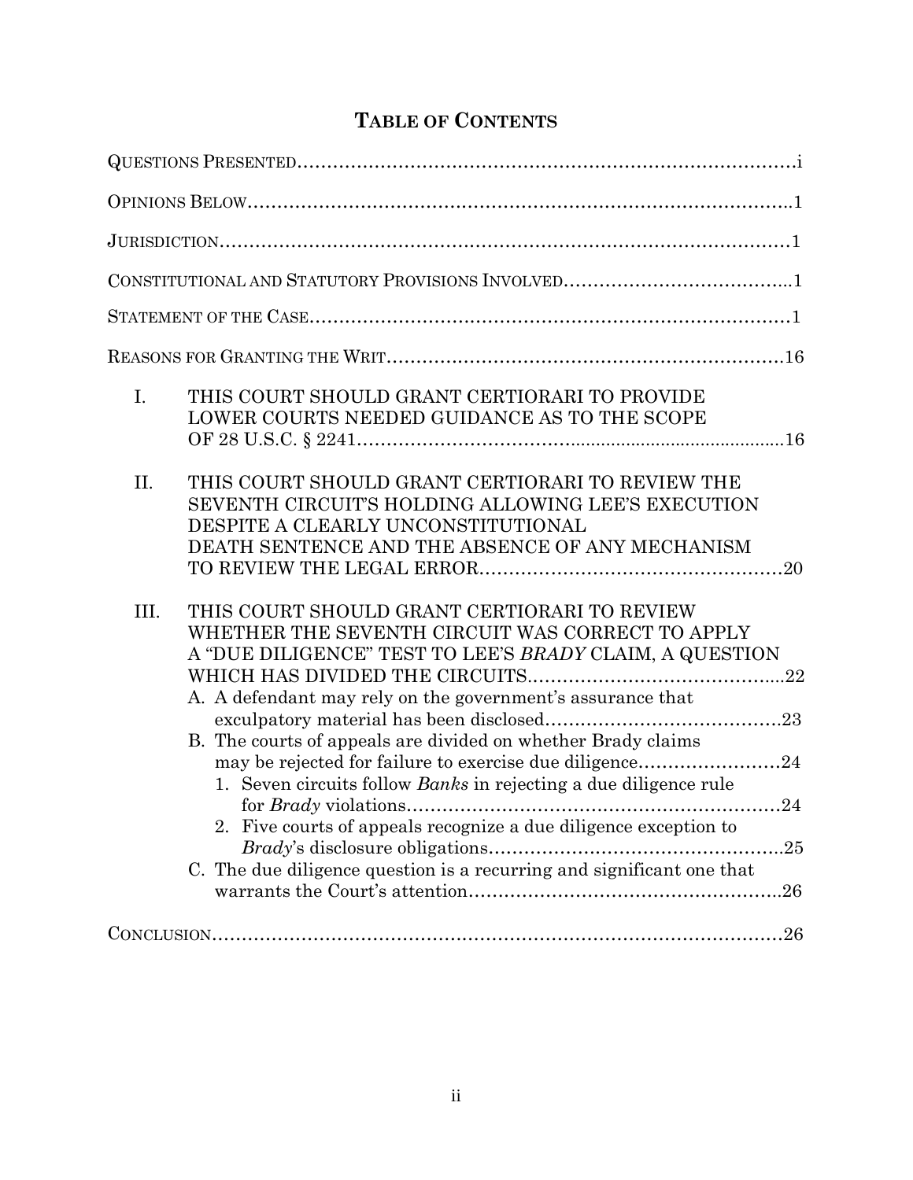# TABLE OF CONTENTS

QUESTIONS PRESENTED……………………………………………………………………i

OPINIONS BELOW………………………………………………………………………..1

JURISDICTION……………………………………………………………………………1

CONSTITUTIONAL AND STATUTORY PROVISIONS INVOLVED………………………………..1

STATEMENT OF THE CASE………………………………………………………………1

REASONS FOR GRANTING THE WRIT……………………………………………………16

I. THIS COURT SHOULD GRANT CERTIORARI TO PROVIDE LOWER COURTS NEEDED GUIDANCE AS TO THE SCOPE OF 28 U.S.C. § 2241……………………………………………………………16

II. THIS COURT SHOULD GRANT CERTIORARI TO REVIEW THE SEVENTH CIRCUIT'S HOLDING ALLOWING LEE'S EXECUTION DESPITE A CLEARLY UNCONSTITUTIONAL DEATH SENTENCE AND THE ABSENCE OF ANY MECHANISM TO REVIEW THE LEGAL ERROR……………………………………………20

III. THIS COURT SHOULD GRANT CERTIORARI TO REVIEW WHETHER THE SEVENTH CIRCUIT WAS CORRECT TO APPLY A "DUE DILIGENCE" TEST TO LEE'S *BRADY* CLAIM, A QUESTION WHICH HAS DIVIDED THE CIRCUITS……………………………………...22
   - A. A defendant may rely on the government's assurance that exculpatory material has been disclosed…………………………………23
   - B. The courts of appeals are divided on whether Brady claims may be rejected for failure to exercise due diligence……………………24
     1. Seven circuits follow *Banks* in rejecting a due diligence rule for *Brady* violations………………………………………………………24
     2. Five courts of appeals recognize a due diligence exception to *Brady*'s disclosure obligations…………………………………………..25
   - C. The due diligence question is a recurring and significant one that warrants the Court's attention……………………………………………..26

CONCLUSION………………………………………………………………………………26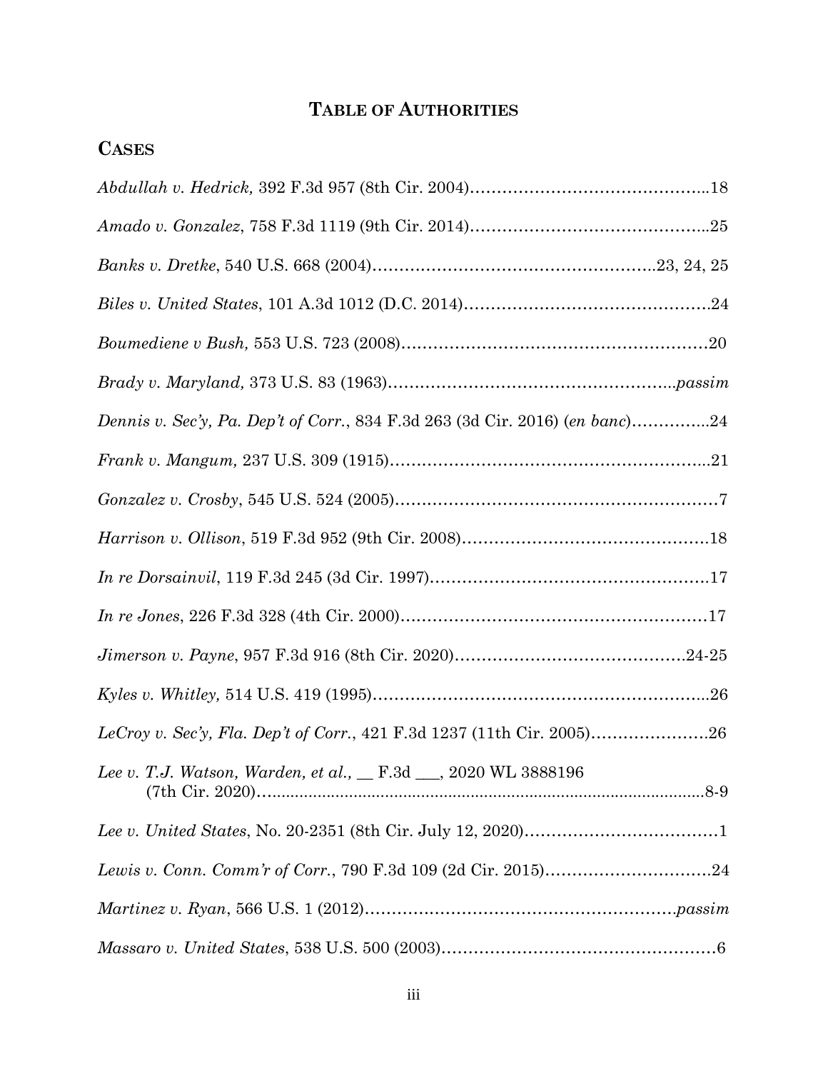# TABLE OF AUTHORITIES

## CASES

*Abdullah v. Hedrick,* 392 F.3d 957 (8th Cir. 2004)……………………………………...18

*Amado v. Gonzalez*, 758 F.3d 1119 (9th Cir. 2014)……………………………………...25

*Banks v. Dretke*, 540 U.S. 668 (2004)……………………………………………..23, 24, 25

*Biles v. United States*, 101 A.3d 1012 (D.C. 2014)………………………………………24

*Boumediene v Bush,* 553 U.S. 723 (2008)…………………………………………………20

*Brady v. Maryland,* 373 U.S. 83 (1963)……………………………………………...*passim*

*Dennis v. Sec'y, Pa. Dep't of Corr.*, 834 F.3d 263 (3d Cir. 2016) (*en banc*)…………..24

*Frank v. Mangum,* 237 U.S. 309 (1915)…………………………………………………..21

*Gonzalez v. Crosby*, 545 U.S. 524 (2005)……………………………………………………7

*Harrison v. Ollison*, 519 F.3d 952 (9th Cir. 2008)………………………………………18

*In re Dorsainvil*, 119 F.3d 245 (3d Cir. 1997)……………………………………………17

*In re Jones*, 226 F.3d 328 (4th Cir. 2000)…………………………………………………17

*Jimerson v. Payne*, 957 F.3d 916 (8th Cir. 2020)……………………………………24-25

*Kyles v. Whitley,* 514 U.S. 419 (1995)……………………………………………………..26

*LeCroy v. Sec'y, Fla. Dep't of Corr.*, 421 F.3d 1237 (11th Cir. 2005)………………….26

*Lee v. T.J. Watson, Warden, et al.,* __ F.3d ___, 2020 WL 3888196 (7th Cir. 2020)……………………………………………………………………………8-9

*Lee v. United States*, No. 20-2351 (8th Cir. July 12, 2020)………………………………1

*Lewis v. Conn. Comm'r of Corr.*, 790 F.3d 109 (2d Cir. 2015)…………………………24

*Martinez v. Ryan*, 566 U.S. 1 (2012)…………………………………………………*passim*

*Massaro v. United States*, 538 U.S. 500 (2003)……………………………………………6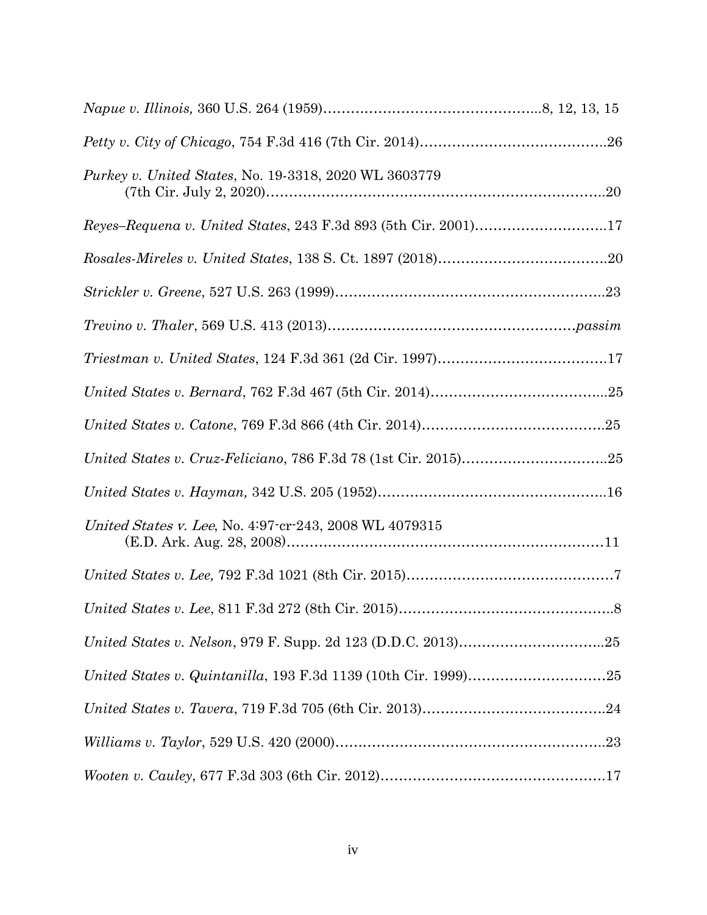*Napue v. Illinois,* 360 U.S. 264 (1959)…………………………………………..8, 12, 13, 15

*Petty v. City of Chicago*, 754 F.3d 416 (7th Cir. 2014)…………………………………..26

*Purkey v. United States*, No. 19-3318, 2020 WL 3603779
(7th Cir. July 2, 2020)……………………………………………………………………20

*Reyes–Requena v. United States*, 243 F.3d 893 (5th Cir. 2001)………………………..17

*Rosales-Mireles v. United States*, 138 S. Ct. 1897 (2018)………………………………..20

*Strickler v. Greene*, 527 U.S. 263 (1999)…………………………………………………..23

*Trevino v. Thaler*, 569 U.S. 413 (2013)……………………………………………*passim*

*Triestman v. United States*, 124 F.3d 361 (2d Cir. 1997)………………………………..17

*United States v. Bernard*, 762 F.3d 467 (5th Cir. 2014)………………………………...25

*United States v. Catone*, 769 F.3d 866 (4th Cir. 2014)…………………………………..25

*United States v. Cruz-Feliciano*, 786 F.3d 78 (1st Cir. 2015)…………………………..25

*United States v. Hayman,* 342 U.S. 205 (1952)…………………………………………..16

*United States v. Lee*, No. 4:97-cr-243, 2008 WL 4079315
(E.D. Ark. Aug. 28, 2008)…………………………………………………………….11

*United States v. Lee,* 792 F.3d 1021 (8th Cir. 2015)………………………………………7

*United States v. Lee*, 811 F.3d 272 (8th Cir. 2015)………………………………………..8

*United States v. Nelson*, 979 F. Supp. 2d 123 (D.D.C. 2013)…………………………..25

*United States v. Quintanilla*, 193 F.3d 1139 (10th Cir. 1999)…………………………25

*United States v. Tavera*, 719 F.3d 705 (6th Cir. 2013)…………………………………..24

*Williams v. Taylor*, 529 U.S. 420 (2000)…………………………………………………..23

*Wooten v. Cauley*, 677 F.3d 303 (6th Cir. 2012)…………………………………………17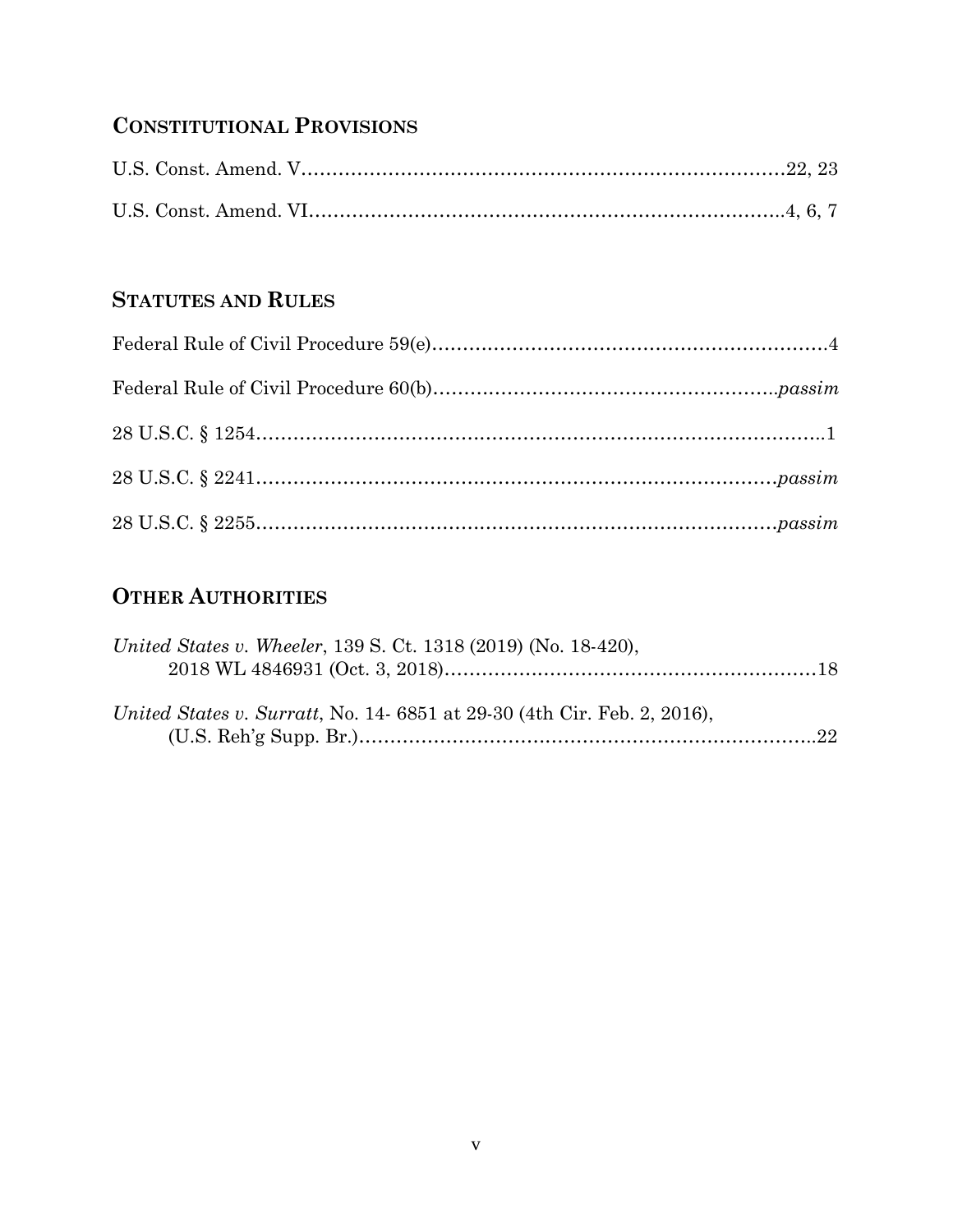## CONSTITUTIONAL PROVISIONS

U.S. Const. Amend. V……………………………………………………………………22, 23

U.S. Const. Amend. VI…………………………………………………………………..4, 6, 7

## STATUTES AND RULES

Federal Rule of Civil Procedure 59(e)…………………………………………………………4

Federal Rule of Civil Procedure 60(b)……………………………………………….*passim*

28 U.S.C. § 1254……………………………………………………………………………..1

28 U.S.C. § 2241………………………………………………………………………*passim*

28 U.S.C. § 2255………………………………………………………………………*passim*

## OTHER AUTHORITIES

*United States v. Wheeler*, 139 S. Ct. 1318 (2019) (No. 18-420),
 2018 WL 4846931 (Oct. 3, 2018)……………………………………………………18

*United States v. Surratt*, No. 14- 6851 at 29-30 (4th Cir. Feb. 2, 2016),
 (U.S. Reh'g Supp. Br.)…………………………………………………………………..22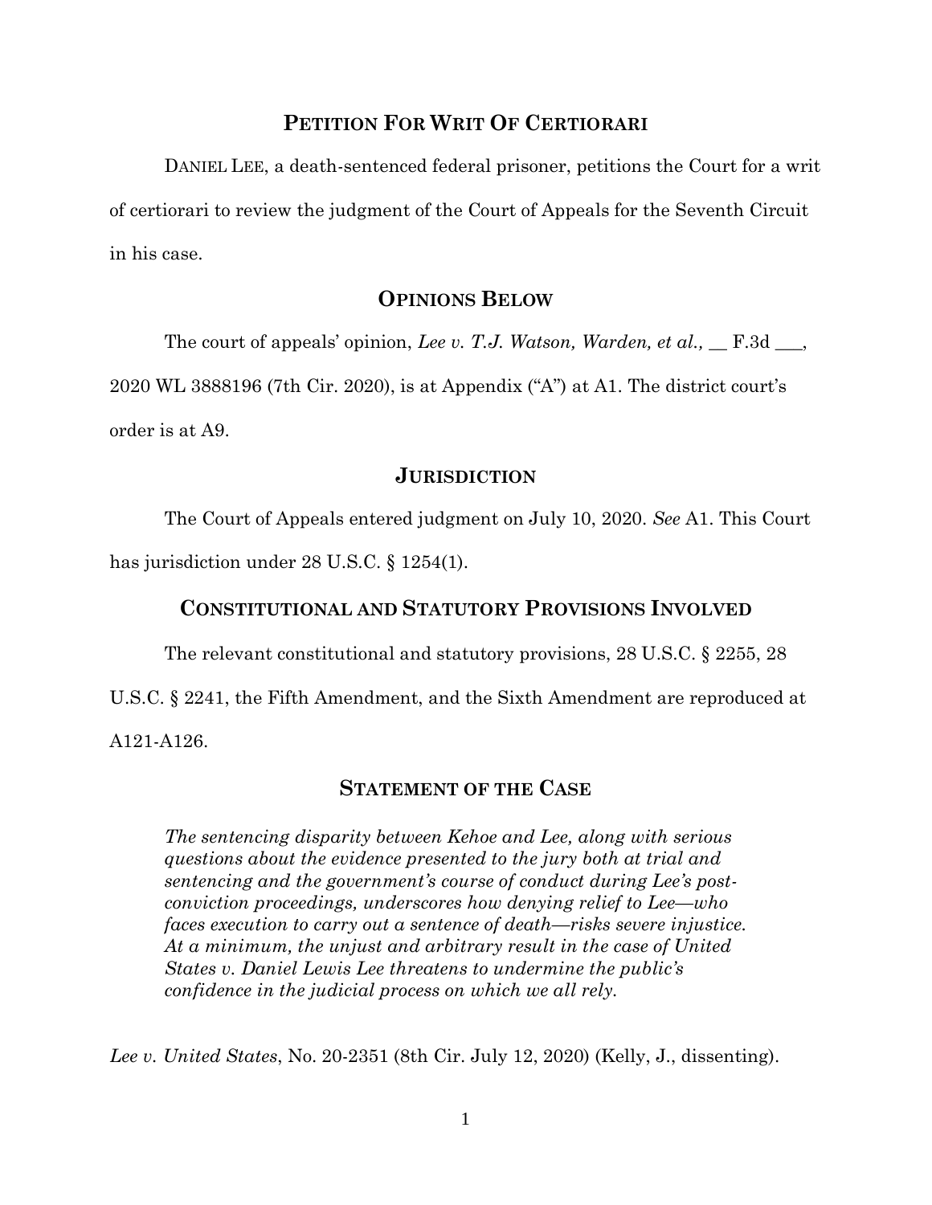## PETITION FOR WRIT OF CERTIORARI

DANIEL LEE, a death-sentenced federal prisoner, petitions the Court for a writ of certiorari to review the judgment of the Court of Appeals for the Seventh Circuit in his case.

## OPINIONS BELOW

The court of appeals' opinion, *Lee v. T.J. Watson, Warden, et al.,* __ F.3d ___, 2020 WL 3888196 (7th Cir. 2020), is at Appendix ("A") at A1. The district court's order is at A9.

## JURISDICTION

The Court of Appeals entered judgment on July 10, 2020. *See* A1. This Court has jurisdiction under 28 U.S.C. § 1254(1).

## CONSTITUTIONAL AND STATUTORY PROVISIONS INVOLVED

The relevant constitutional and statutory provisions, 28 U.S.C. § 2255, 28 U.S.C. § 2241, the Fifth Amendment, and the Sixth Amendment are reproduced at A121-A126.

## STATEMENT OF THE CASE

> *The sentencing disparity between Kehoe and Lee, along with serious questions about the evidence presented to the jury both at trial and sentencing and the government's course of conduct during Lee's post-conviction proceedings, underscores how denying relief to Lee—who faces execution to carry out a sentence of death—risks severe injustice. At a minimum, the unjust and arbitrary result in the case of United States v. Daniel Lewis Lee threatens to undermine the public's confidence in the judicial process on which we all rely.*

*Lee v. United States*, No. 20-2351 (8th Cir. July 12, 2020) (Kelly, J., dissenting).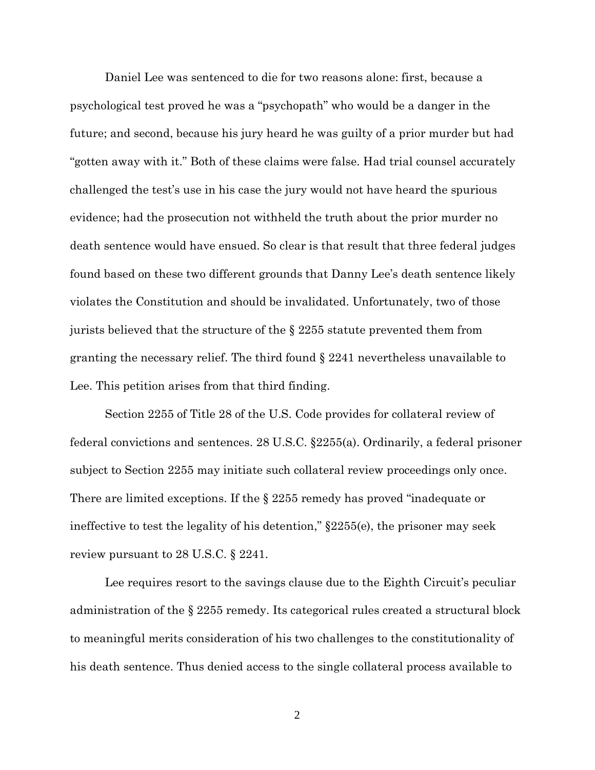Daniel Lee was sentenced to die for two reasons alone: first, because a psychological test proved he was a "psychopath" who would be a danger in the future; and second, because his jury heard he was guilty of a prior murder but had "gotten away with it." Both of these claims were false. Had trial counsel accurately challenged the test's use in his case the jury would not have heard the spurious evidence; had the prosecution not withheld the truth about the prior murder no death sentence would have ensued. So clear is that result that three federal judges found based on these two different grounds that Danny Lee's death sentence likely violates the Constitution and should be invalidated. Unfortunately, two of those jurists believed that the structure of the § 2255 statute prevented them from granting the necessary relief. The third found § 2241 nevertheless unavailable to Lee. This petition arises from that third finding.

Section 2255 of Title 28 of the U.S. Code provides for collateral review of federal convictions and sentences. 28 U.S.C. §2255(a). Ordinarily, a federal prisoner subject to Section 2255 may initiate such collateral review proceedings only once. There are limited exceptions. If the § 2255 remedy has proved "inadequate or ineffective to test the legality of his detention," §2255(e), the prisoner may seek review pursuant to 28 U.S.C. § 2241.

Lee requires resort to the savings clause due to the Eighth Circuit's peculiar administration of the § 2255 remedy. Its categorical rules created a structural block to meaningful merits consideration of his two challenges to the constitutionality of his death sentence. Thus denied access to the single collateral process available to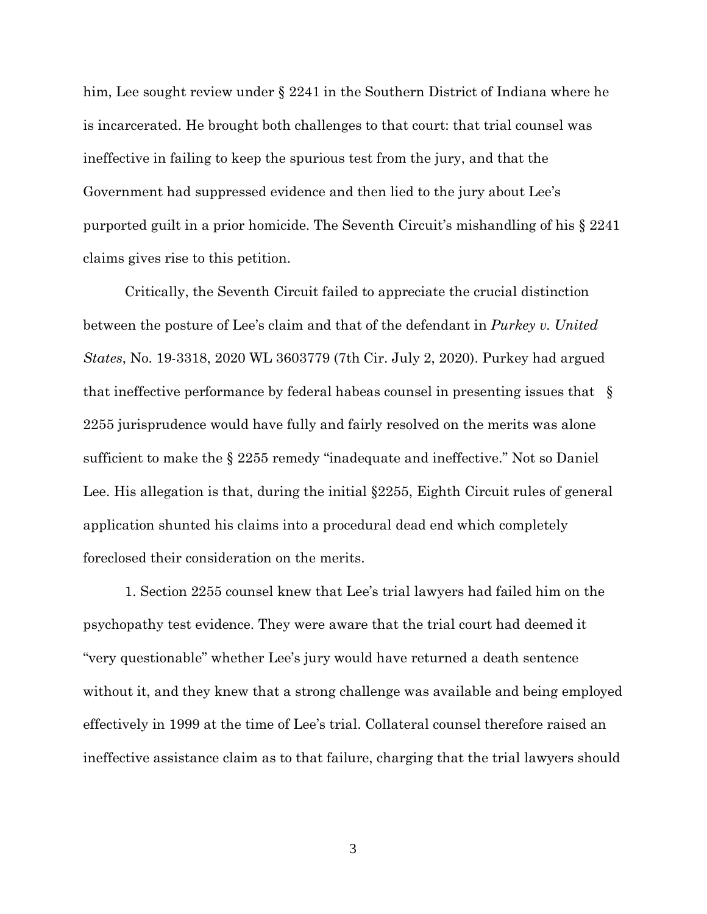him, Lee sought review under § 2241 in the Southern District of Indiana where he is incarcerated. He brought both challenges to that court: that trial counsel was ineffective in failing to keep the spurious test from the jury, and that the Government had suppressed evidence and then lied to the jury about Lee's purported guilt in a prior homicide. The Seventh Circuit's mishandling of his § 2241 claims gives rise to this petition.

Critically, the Seventh Circuit failed to appreciate the crucial distinction between the posture of Lee's claim and that of the defendant in *Purkey v. United States*, No. 19-3318, 2020 WL 3603779 (7th Cir. July 2, 2020). Purkey had argued that ineffective performance by federal habeas counsel in presenting issues that § 2255 jurisprudence would have fully and fairly resolved on the merits was alone sufficient to make the § 2255 remedy "inadequate and ineffective." Not so Daniel Lee. His allegation is that, during the initial §2255, Eighth Circuit rules of general application shunted his claims into a procedural dead end which completely foreclosed their consideration on the merits.

1. Section 2255 counsel knew that Lee's trial lawyers had failed him on the psychopathy test evidence. They were aware that the trial court had deemed it "very questionable" whether Lee's jury would have returned a death sentence without it, and they knew that a strong challenge was available and being employed effectively in 1999 at the time of Lee's trial. Collateral counsel therefore raised an ineffective assistance claim as to that failure, charging that the trial lawyers should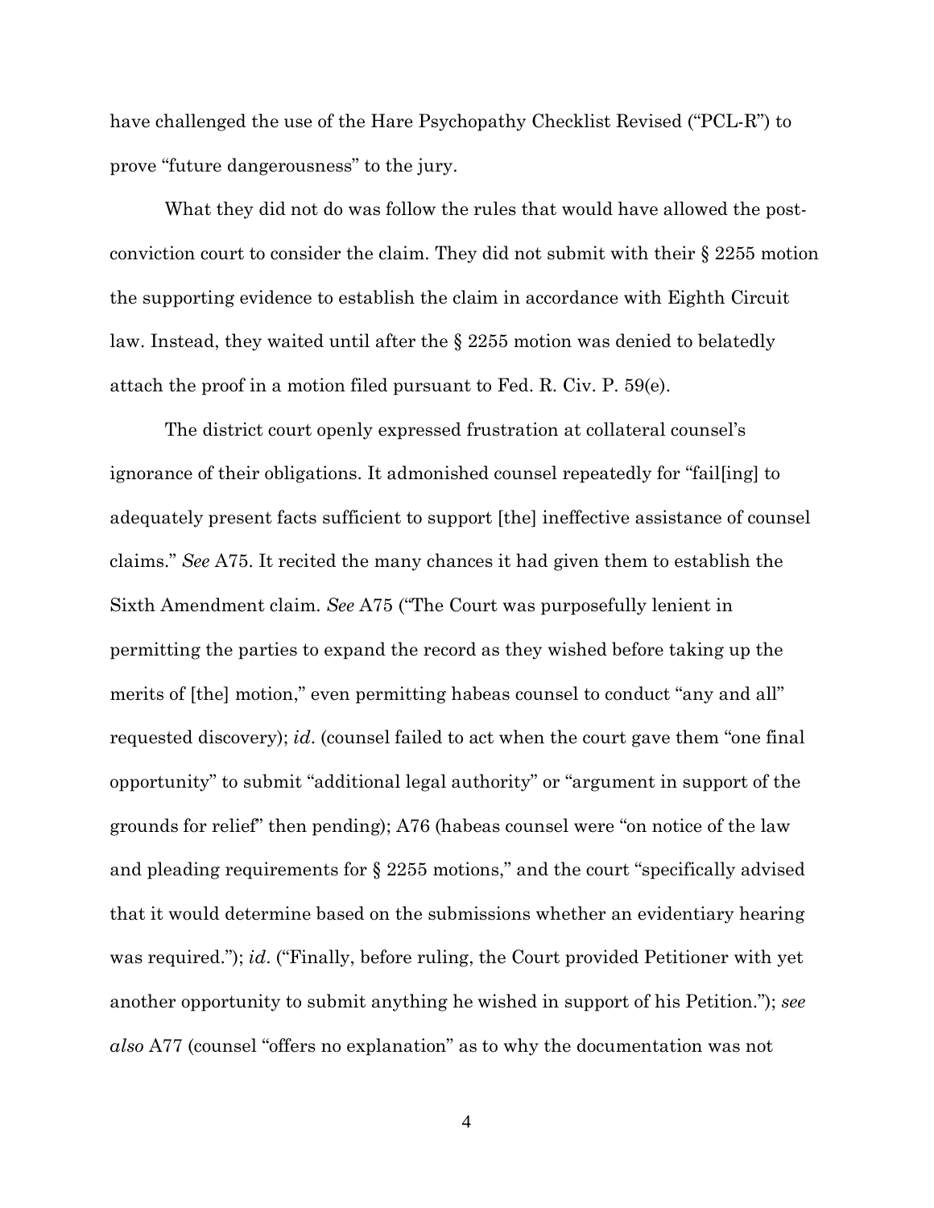have challenged the use of the Hare Psychopathy Checklist Revised ("PCL-R") to prove "future dangerousness" to the jury.

What they did not do was follow the rules that would have allowed the post-conviction court to consider the claim. They did not submit with their § 2255 motion the supporting evidence to establish the claim in accordance with Eighth Circuit law. Instead, they waited until after the § 2255 motion was denied to belatedly attach the proof in a motion filed pursuant to Fed. R. Civ. P. 59(e).

The district court openly expressed frustration at collateral counsel's ignorance of their obligations. It admonished counsel repeatedly for "fail[ing] to adequately present facts sufficient to support [the] ineffective assistance of counsel claims." *See* A75. It recited the many chances it had given them to establish the Sixth Amendment claim. *See* A75 ("The Court was purposefully lenient in permitting the parties to expand the record as they wished before taking up the merits of [the] motion," even permitting habeas counsel to conduct "any and all" requested discovery); *id*. (counsel failed to act when the court gave them "one final opportunity" to submit "additional legal authority" or "argument in support of the grounds for relief" then pending); A76 (habeas counsel were "on notice of the law and pleading requirements for § 2255 motions," and the court "specifically advised that it would determine based on the submissions whether an evidentiary hearing was required."); *id*. ("Finally, before ruling, the Court provided Petitioner with yet another opportunity to submit anything he wished in support of his Petition."); *see also* A77 (counsel "offers no explanation" as to why the documentation was not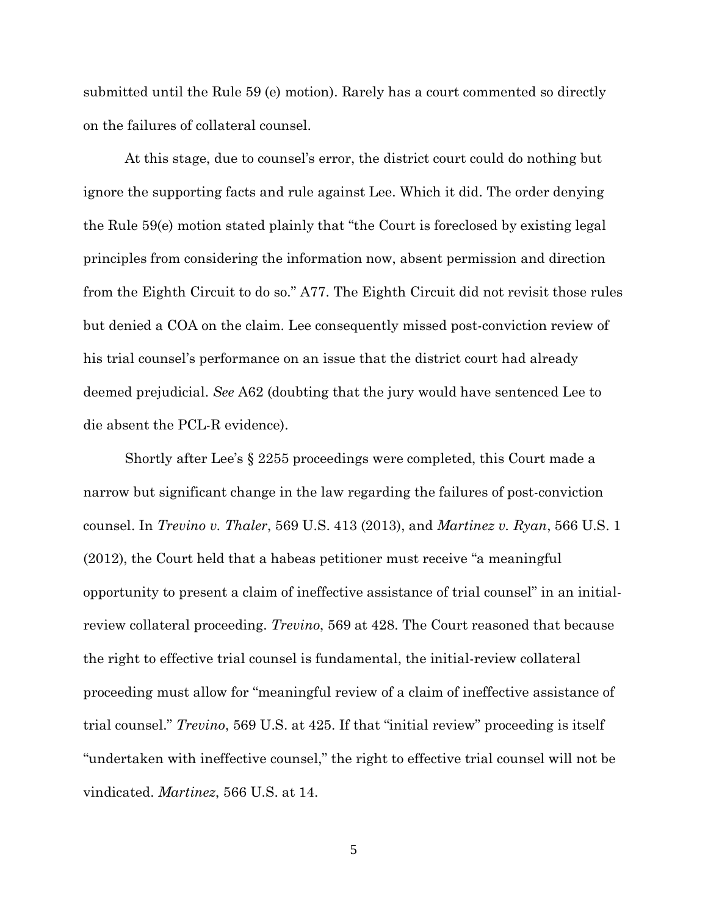submitted until the Rule 59 (e) motion). Rarely has a court commented so directly on the failures of collateral counsel.

At this stage, due to counsel's error, the district court could do nothing but ignore the supporting facts and rule against Lee. Which it did. The order denying the Rule 59(e) motion stated plainly that "the Court is foreclosed by existing legal principles from considering the information now, absent permission and direction from the Eighth Circuit to do so." A77. The Eighth Circuit did not revisit those rules but denied a COA on the claim. Lee consequently missed post-conviction review of his trial counsel's performance on an issue that the district court had already deemed prejudicial. *See* A62 (doubting that the jury would have sentenced Lee to die absent the PCL-R evidence).

Shortly after Lee's § 2255 proceedings were completed, this Court made a narrow but significant change in the law regarding the failures of post-conviction counsel. In *Trevino v. Thaler*, 569 U.S. 413 (2013), and *Martinez v. Ryan*, 566 U.S. 1 (2012), the Court held that a habeas petitioner must receive "a meaningful opportunity to present a claim of ineffective assistance of trial counsel" in an initial-review collateral proceeding. *Trevino*, 569 at 428. The Court reasoned that because the right to effective trial counsel is fundamental, the initial-review collateral proceeding must allow for "meaningful review of a claim of ineffective assistance of trial counsel." *Trevino*, 569 U.S. at 425. If that "initial review" proceeding is itself "undertaken with ineffective counsel," the right to effective trial counsel will not be vindicated. *Martinez*, 566 U.S. at 14.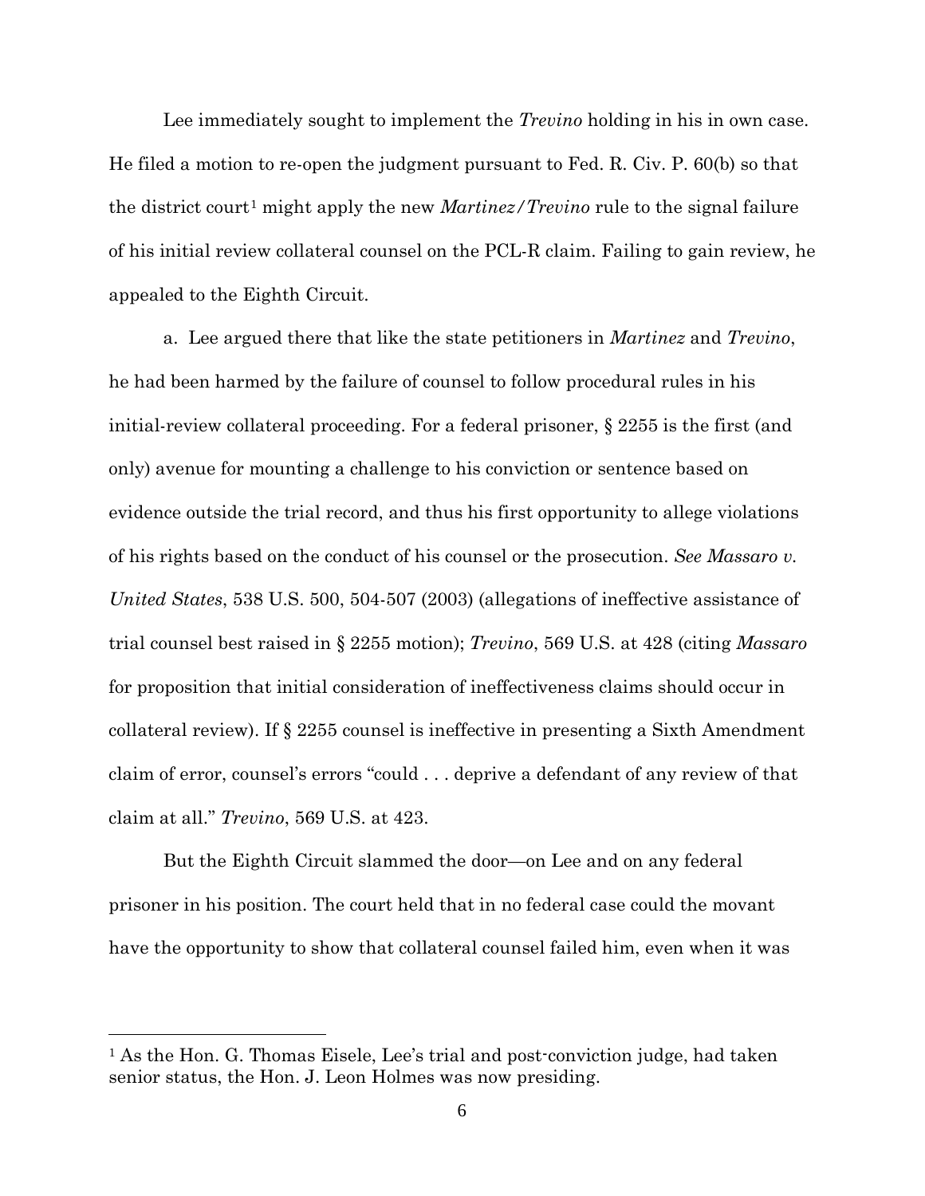Lee immediately sought to implement the *Trevino* holding in his in own case. He filed a motion to re-open the judgment pursuant to Fed. R. Civ. P. 60(b) so that the district court[1] might apply the new *Martinez/Trevino* rule to the signal failure of his initial review collateral counsel on the PCL-R claim. Failing to gain review, he appealed to the Eighth Circuit.

a. Lee argued there that like the state petitioners in *Martinez* and *Trevino*, he had been harmed by the failure of counsel to follow procedural rules in his initial-review collateral proceeding. For a federal prisoner, § 2255 is the first (and only) avenue for mounting a challenge to his conviction or sentence based on evidence outside the trial record, and thus his first opportunity to allege violations of his rights based on the conduct of his counsel or the prosecution. *See Massaro v. United States*, 538 U.S. 500, 504-507 (2003) (allegations of ineffective assistance of trial counsel best raised in § 2255 motion); *Trevino*, 569 U.S. at 428 (citing *Massaro* for proposition that initial consideration of ineffectiveness claims should occur in collateral review). If § 2255 counsel is ineffective in presenting a Sixth Amendment claim of error, counsel's errors "could . . . deprive a defendant of any review of that claim at all." *Trevino*, 569 U.S. at 423.

But the Eighth Circuit slammed the door—on Lee and on any federal prisoner in his position. The court held that in no federal case could the movant have the opportunity to show that collateral counsel failed him, even when it was

---

[1] As the Hon. G. Thomas Eisele, Lee's trial and post-conviction judge, had taken senior status, the Hon. J. Leon Holmes was now presiding.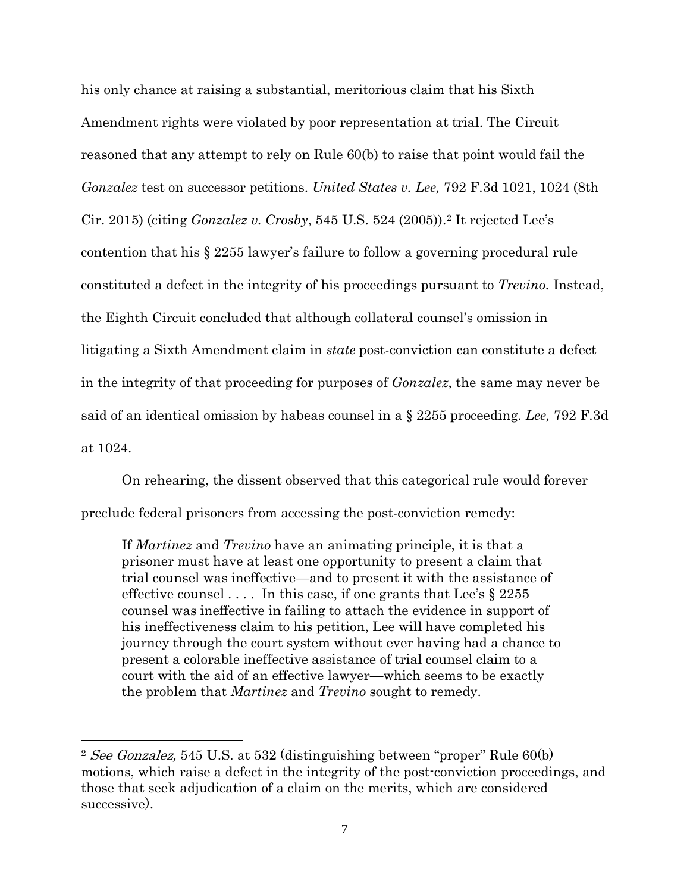his only chance at raising a substantial, meritorious claim that his Sixth Amendment rights were violated by poor representation at trial. The Circuit reasoned that any attempt to rely on Rule 60(b) to raise that point would fail the *Gonzalez* test on successor petitions. *United States v. Lee,* 792 F.3d 1021, 1024 (8th Cir. 2015) (citing *Gonzalez v. Crosby*, 545 U.S. 524 (2005)).[2] It rejected Lee's contention that his § 2255 lawyer's failure to follow a governing procedural rule constituted a defect in the integrity of his proceedings pursuant to *Trevino*. Instead, the Eighth Circuit concluded that although collateral counsel's omission in litigating a Sixth Amendment claim in *state* post-conviction can constitute a defect in the integrity of that proceeding for purposes of *Gonzalez*, the same may never be said of an identical omission by habeas counsel in a § 2255 proceeding. *Lee,* 792 F.3d at 1024.

On rehearing, the dissent observed that this categorical rule would forever preclude federal prisoners from accessing the post-conviction remedy:

> If *Martinez* and *Trevino* have an animating principle, it is that a prisoner must have at least one opportunity to present a claim that trial counsel was ineffective—and to present it with the assistance of effective counsel . . . . In this case, if one grants that Lee's § 2255 counsel was ineffective in failing to attach the evidence in support of his ineffectiveness claim to his petition, Lee will have completed his journey through the court system without ever having had a chance to present a colorable ineffective assistance of trial counsel claim to a court with the aid of an effective lawyer—which seems to be exactly the problem that *Martinez* and *Trevino* sought to remedy.

---

[2] *See Gonzalez,* 545 U.S. at 532 (distinguishing between "proper" Rule 60(b) motions, which raise a defect in the integrity of the post-conviction proceedings, and those that seek adjudication of a claim on the merits, which are considered successive).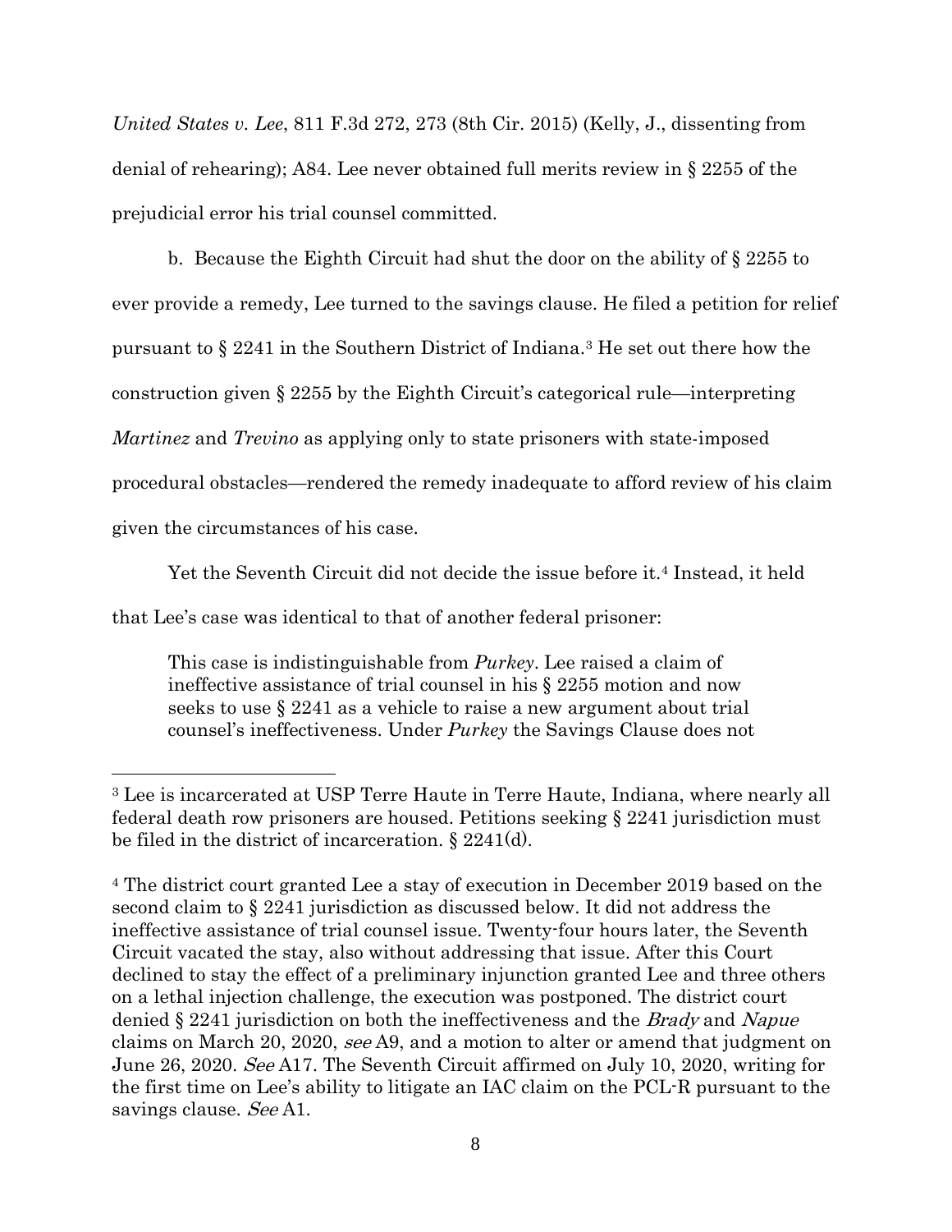*United States v. Lee*, 811 F.3d 272, 273 (8th Cir. 2015) (Kelly, J., dissenting from denial of rehearing); A84. Lee never obtained full merits review in § 2255 of the prejudicial error his trial counsel committed.

b. Because the Eighth Circuit had shut the door on the ability of § 2255 to ever provide a remedy, Lee turned to the savings clause. He filed a petition for relief pursuant to § 2241 in the Southern District of Indiana.[3] He set out there how the construction given § 2255 by the Eighth Circuit's categorical rule—interpreting *Martinez* and *Trevino* as applying only to state prisoners with state-imposed procedural obstacles—rendered the remedy inadequate to afford review of his claim given the circumstances of his case.

Yet the Seventh Circuit did not decide the issue before it.[4] Instead, it held that Lee's case was identical to that of another federal prisoner:

> This case is indistinguishable from *Purkey*. Lee raised a claim of ineffective assistance of trial counsel in his § 2255 motion and now seeks to use § 2241 as a vehicle to raise a new argument about trial counsel's ineffectiveness. Under *Purkey* the Savings Clause does not

---

[3] Lee is incarcerated at USP Terre Haute in Terre Haute, Indiana, where nearly all federal death row prisoners are housed. Petitions seeking § 2241 jurisdiction must be filed in the district of incarceration. § 2241(d).

[4] The district court granted Lee a stay of execution in December 2019 based on the second claim to § 2241 jurisdiction as discussed below. It did not address the ineffective assistance of trial counsel issue. Twenty-four hours later, the Seventh Circuit vacated the stay, also without addressing that issue. After this Court declined to stay the effect of a preliminary injunction granted Lee and three others on a lethal injection challenge, the execution was postponed. The district court denied § 2241 jurisdiction on both the ineffectiveness and the *Brady* and *Napue* claims on March 20, 2020, *see* A9, and a motion to alter or amend that judgment on June 26, 2020. *See* A17. The Seventh Circuit affirmed on July 10, 2020, writing for the first time on Lee's ability to litigate an IAC claim on the PCL-R pursuant to the savings clause. *See* A1.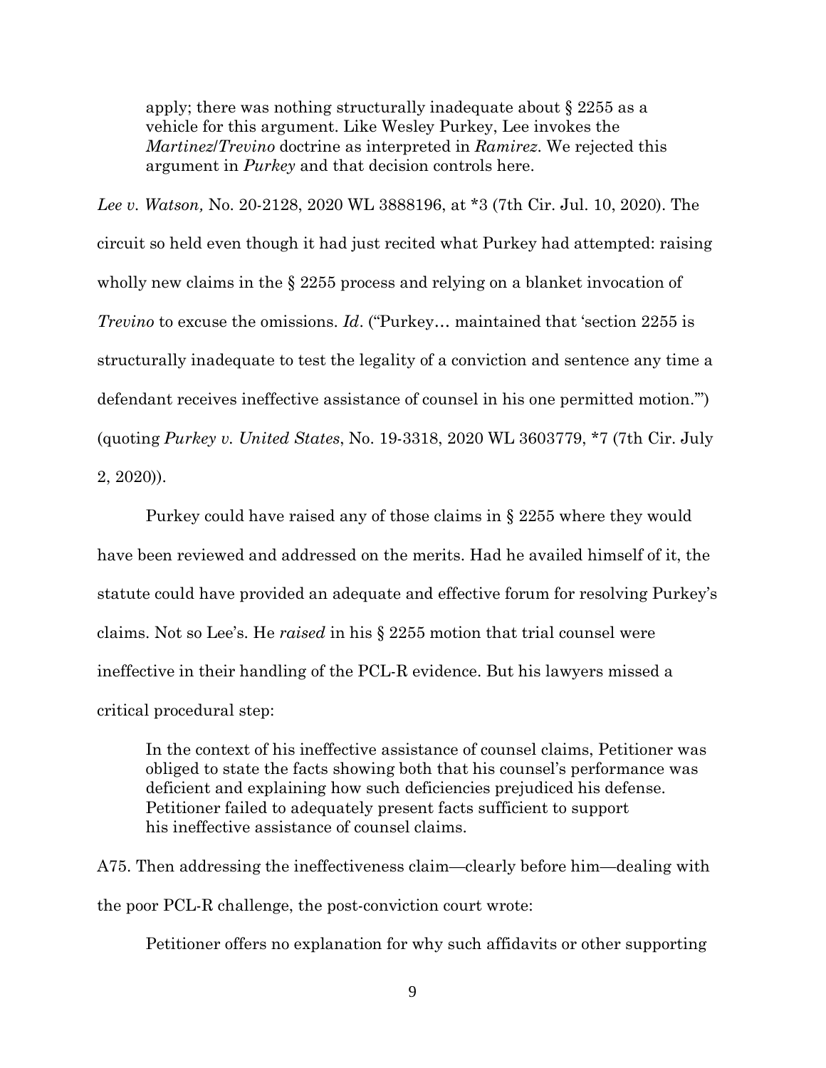> apply; there was nothing structurally inadequate about § 2255 as a vehicle for this argument. Like Wesley Purkey, Lee invokes the *Martinez/Trevino* doctrine as interpreted in *Ramirez*. We rejected this argument in *Purkey* and that decision controls here.

*Lee v. Watson,* No. 20-2128, 2020 WL 3888196, at *3 (7th Cir. Jul. 10, 2020). The circuit so held even though it had just recited what Purkey had attempted: raising wholly new claims in the § 2255 process and relying on a blanket invocation of *Trevino* to excuse the omissions. *Id*. ("Purkey… maintained that 'section 2255 is structurally inadequate to test the legality of a conviction and sentence any time a defendant receives ineffective assistance of counsel in his one permitted motion.'") (quoting *Purkey v. United States*, No. 19-3318, 2020 WL 3603779, *7 (7th Cir. July 2, 2020)).

Purkey could have raised any of those claims in § 2255 where they would have been reviewed and addressed on the merits. Had he availed himself of it, the statute could have provided an adequate and effective forum for resolving Purkey's claims. Not so Lee's. He *raised* in his § 2255 motion that trial counsel were ineffective in their handling of the PCL-R evidence. But his lawyers missed a critical procedural step:

> In the context of his ineffective assistance of counsel claims, Petitioner was obliged to state the facts showing both that his counsel's performance was deficient and explaining how such deficiencies prejudiced his defense. Petitioner failed to adequately present facts sufficient to support his ineffective assistance of counsel claims.

A75. Then addressing the ineffectiveness claim—clearly before him—dealing with the poor PCL-R challenge, the post-conviction court wrote:

> Petitioner offers no explanation for why such affidavits or other supporting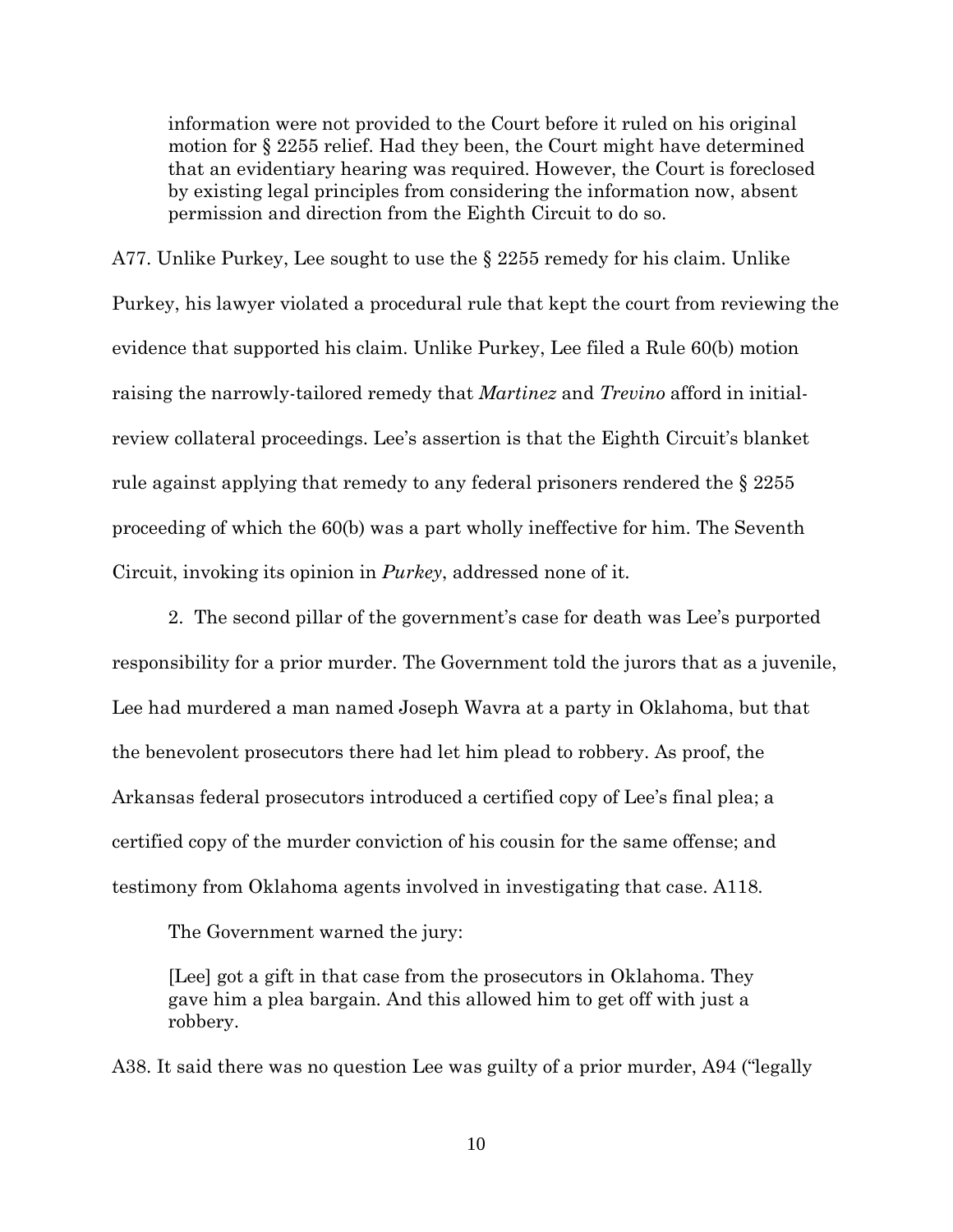> information were not provided to the Court before it ruled on his original motion for § 2255 relief. Had they been, the Court might have determined that an evidentiary hearing was required. However, the Court is foreclosed by existing legal principles from considering the information now, absent permission and direction from the Eighth Circuit to do so.

A77. Unlike Purkey, Lee sought to use the § 2255 remedy for his claim. Unlike Purkey, his lawyer violated a procedural rule that kept the court from reviewing the evidence that supported his claim. Unlike Purkey, Lee filed a Rule 60(b) motion raising the narrowly-tailored remedy that *Martinez* and *Trevino* afford in initial-review collateral proceedings. Lee's assertion is that the Eighth Circuit's blanket rule against applying that remedy to any federal prisoners rendered the § 2255 proceeding of which the 60(b) was a part wholly ineffective for him. The Seventh Circuit, invoking its opinion in *Purkey*, addressed none of it.

2. The second pillar of the government's case for death was Lee's purported responsibility for a prior murder. The Government told the jurors that as a juvenile, Lee had murdered a man named Joseph Wavra at a party in Oklahoma, but that the benevolent prosecutors there had let him plead to robbery. As proof, the Arkansas federal prosecutors introduced a certified copy of Lee's final plea; a certified copy of the murder conviction of his cousin for the same offense; and testimony from Oklahoma agents involved in investigating that case. A118.

The Government warned the jury:

> [Lee] got a gift in that case from the prosecutors in Oklahoma. They gave him a plea bargain. And this allowed him to get off with just a robbery.

A38. It said there was no question Lee was guilty of a prior murder, A94 ("legally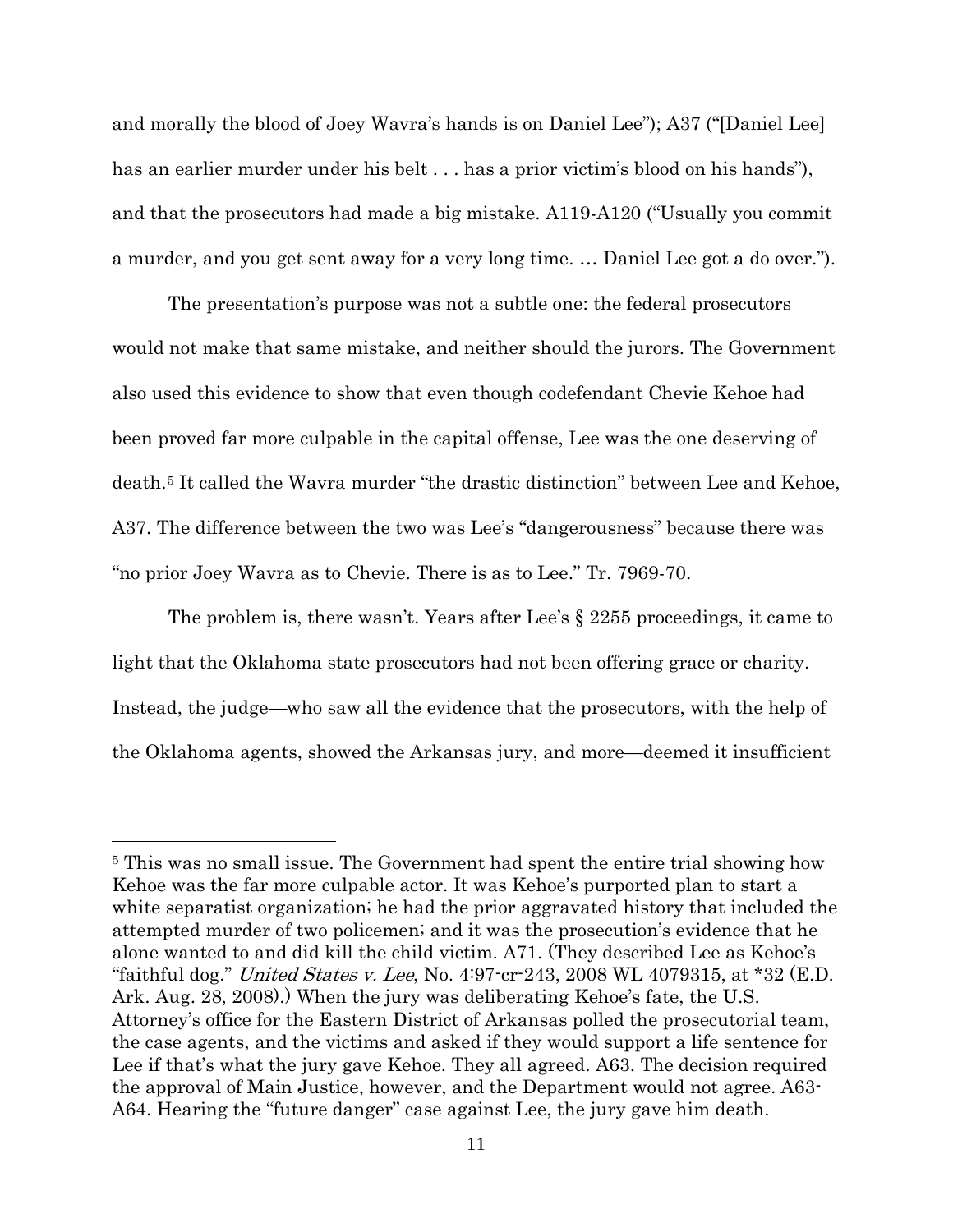and morally the blood of Joey Wavra's hands is on Daniel Lee"); A37 ("[Daniel Lee] has an earlier murder under his belt . . . has a prior victim's blood on his hands"), and that the prosecutors had made a big mistake. A119-A120 ("Usually you commit a murder, and you get sent away for a very long time. … Daniel Lee got a do over.").

The presentation's purpose was not a subtle one: the federal prosecutors would not make that same mistake, and neither should the jurors. The Government also used this evidence to show that even though codefendant Chevie Kehoe had been proved far more culpable in the capital offense, Lee was the one deserving of death.[5] It called the Wavra murder "the drastic distinction" between Lee and Kehoe, A37. The difference between the two was Lee's "dangerousness" because there was "no prior Joey Wavra as to Chevie. There is as to Lee." Tr. 7969-70.

The problem is, there wasn't. Years after Lee's § 2255 proceedings, it came to light that the Oklahoma state prosecutors had not been offering grace or charity. Instead, the judge—who saw all the evidence that the prosecutors, with the help of the Oklahoma agents, showed the Arkansas jury, and more—deemed it insufficient

---

[5] This was no small issue. The Government had spent the entire trial showing how Kehoe was the far more culpable actor. It was Kehoe's purported plan to start a white separatist organization; he had the prior aggravated history that included the attempted murder of two policemen; and it was the prosecution's evidence that he alone wanted to and did kill the child victim. A71. (They described Lee as Kehoe's "faithful dog." *United States v. Lee*, No. 4:97-cr-243, 2008 WL 4079315, at *32 (E.D. Ark. Aug. 28, 2008).) When the jury was deliberating Kehoe's fate, the U.S. Attorney's office for the Eastern District of Arkansas polled the prosecutorial team, the case agents, and the victims and asked if they would support a life sentence for Lee if that's what the jury gave Kehoe. They all agreed. A63. The decision required the approval of Main Justice, however, and the Department would not agree. A63-A64. Hearing the "future danger" case against Lee, the jury gave him death.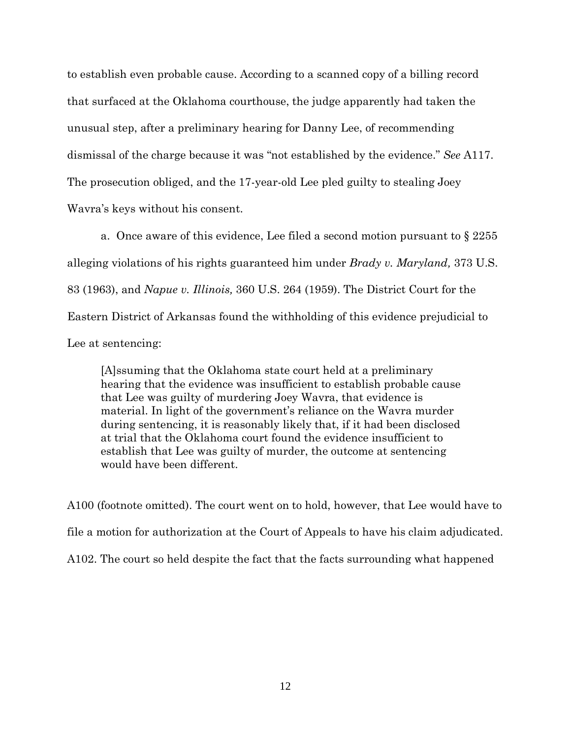to establish even probable cause. According to a scanned copy of a billing record that surfaced at the Oklahoma courthouse, the judge apparently had taken the unusual step, after a preliminary hearing for Danny Lee, of recommending dismissal of the charge because it was "not established by the evidence." *See* A117. The prosecution obliged, and the 17-year-old Lee pled guilty to stealing Joey Wavra's keys without his consent.

a. Once aware of this evidence, Lee filed a second motion pursuant to § 2255 alleging violations of his rights guaranteed him under *Brady v. Maryland,* 373 U.S. 83 (1963), and *Napue v. Illinois,* 360 U.S. 264 (1959). The District Court for the Eastern District of Arkansas found the withholding of this evidence prejudicial to Lee at sentencing:

> [A]ssuming that the Oklahoma state court held at a preliminary hearing that the evidence was insufficient to establish probable cause that Lee was guilty of murdering Joey Wavra, that evidence is material. In light of the government's reliance on the Wavra murder during sentencing, it is reasonably likely that, if it had been disclosed at trial that the Oklahoma court found the evidence insufficient to establish that Lee was guilty of murder, the outcome at sentencing would have been different.

A100 (footnote omitted). The court went on to hold, however, that Lee would have to file a motion for authorization at the Court of Appeals to have his claim adjudicated. A102. The court so held despite the fact that the facts surrounding what happened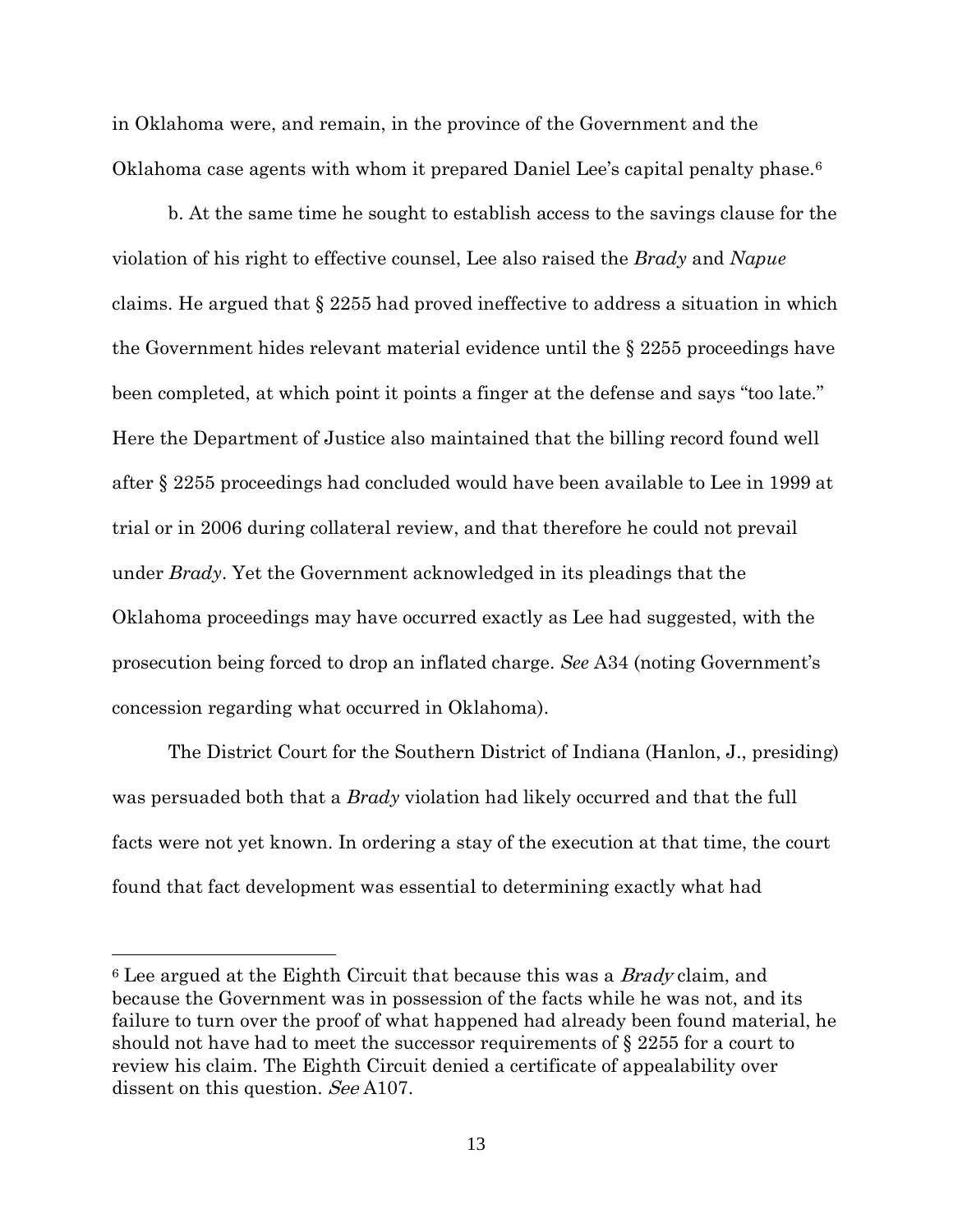in Oklahoma were, and remain, in the province of the Government and the Oklahoma case agents with whom it prepared Daniel Lee's capital penalty phase.[6]

b. At the same time he sought to establish access to the savings clause for the violation of his right to effective counsel, Lee also raised the *Brady* and *Napue* claims. He argued that § 2255 had proved ineffective to address a situation in which the Government hides relevant material evidence until the § 2255 proceedings have been completed, at which point it points a finger at the defense and says "too late." Here the Department of Justice also maintained that the billing record found well after § 2255 proceedings had concluded would have been available to Lee in 1999 at trial or in 2006 during collateral review, and that therefore he could not prevail under *Brady*. Yet the Government acknowledged in its pleadings that the Oklahoma proceedings may have occurred exactly as Lee had suggested, with the prosecution being forced to drop an inflated charge. *See* A34 (noting Government's concession regarding what occurred in Oklahoma).

The District Court for the Southern District of Indiana (Hanlon, J., presiding) was persuaded both that a *Brady* violation had likely occurred and that the full facts were not yet known. In ordering a stay of the execution at that time, the court found that fact development was essential to determining exactly what had

---

[6] Lee argued at the Eighth Circuit that because this was a *Brady* claim, and because the Government was in possession of the facts while he was not, and its failure to turn over the proof of what happened had already been found material, he should not have had to meet the successor requirements of § 2255 for a court to review his claim. The Eighth Circuit denied a certificate of appealability over dissent on this question. *See* A107.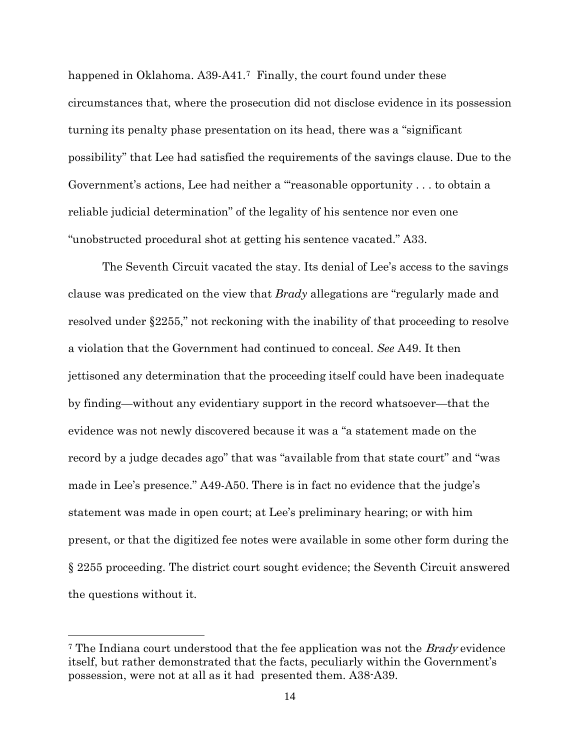happened in Oklahoma. A39-A41.[7] Finally, the court found under these circumstances that, where the prosecution did not disclose evidence in its possession turning its penalty phase presentation on its head, there was a "significant possibility" that Lee had satisfied the requirements of the savings clause. Due to the Government's actions, Lee had neither a "'reasonable opportunity . . . to obtain a reliable judicial determination" of the legality of his sentence nor even one "unobstructed procedural shot at getting his sentence vacated." A33.

The Seventh Circuit vacated the stay. Its denial of Lee's access to the savings clause was predicated on the view that *Brady* allegations are "regularly made and resolved under §2255," not reckoning with the inability of that proceeding to resolve a violation that the Government had continued to conceal. *See* A49. It then jettisoned any determination that the proceeding itself could have been inadequate by finding—without any evidentiary support in the record whatsoever—that the evidence was not newly discovered because it was a "a statement made on the record by a judge decades ago" that was "available from that state court" and "was made in Lee's presence." A49-A50. There is in fact no evidence that the judge's statement was made in open court; at Lee's preliminary hearing; or with him present, or that the digitized fee notes were available in some other form during the § 2255 proceeding. The district court sought evidence; the Seventh Circuit answered the questions without it.

---

[7] The Indiana court understood that the fee application was not the *Brady* evidence itself, but rather demonstrated that the facts, peculiarly within the Government's possession, were not at all as it had presented them. A38-A39.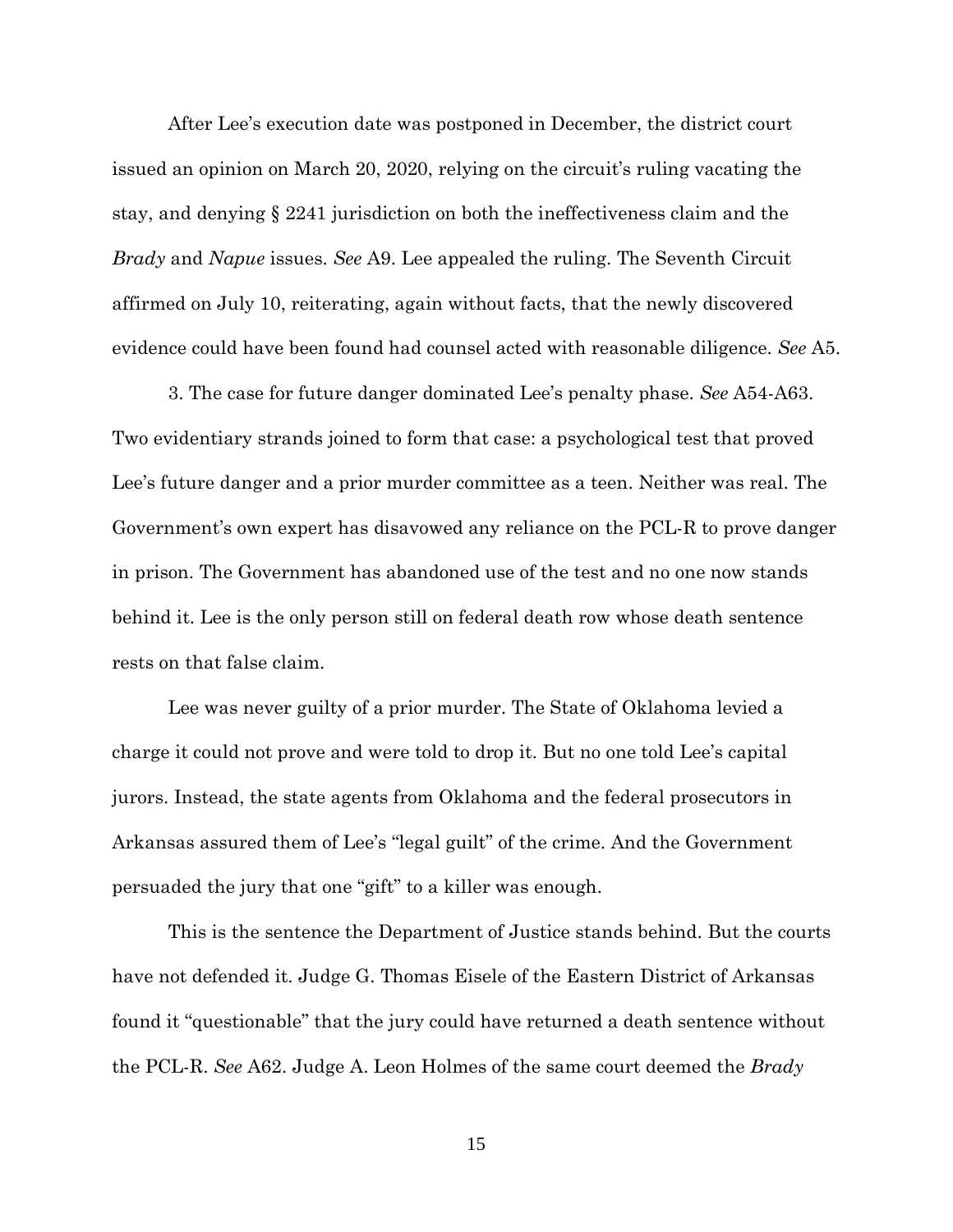After Lee's execution date was postponed in December, the district court issued an opinion on March 20, 2020, relying on the circuit's ruling vacating the stay, and denying § 2241 jurisdiction on both the ineffectiveness claim and the *Brady* and *Napue* issues. *See* A9. Lee appealed the ruling. The Seventh Circuit affirmed on July 10, reiterating, again without facts, that the newly discovered evidence could have been found had counsel acted with reasonable diligence. *See* A5.

3. The case for future danger dominated Lee's penalty phase. *See* A54-A63. Two evidentiary strands joined to form that case: a psychological test that proved Lee's future danger and a prior murder committee as a teen. Neither was real. The Government's own expert has disavowed any reliance on the PCL-R to prove danger in prison. The Government has abandoned use of the test and no one now stands behind it. Lee is the only person still on federal death row whose death sentence rests on that false claim.

Lee was never guilty of a prior murder. The State of Oklahoma levied a charge it could not prove and were told to drop it. But no one told Lee's capital jurors. Instead, the state agents from Oklahoma and the federal prosecutors in Arkansas assured them of Lee's "legal guilt" of the crime. And the Government persuaded the jury that one "gift" to a killer was enough.

This is the sentence the Department of Justice stands behind. But the courts have not defended it. Judge G. Thomas Eisele of the Eastern District of Arkansas found it "questionable" that the jury could have returned a death sentence without the PCL-R. *See* A62. Judge A. Leon Holmes of the same court deemed the *Brady*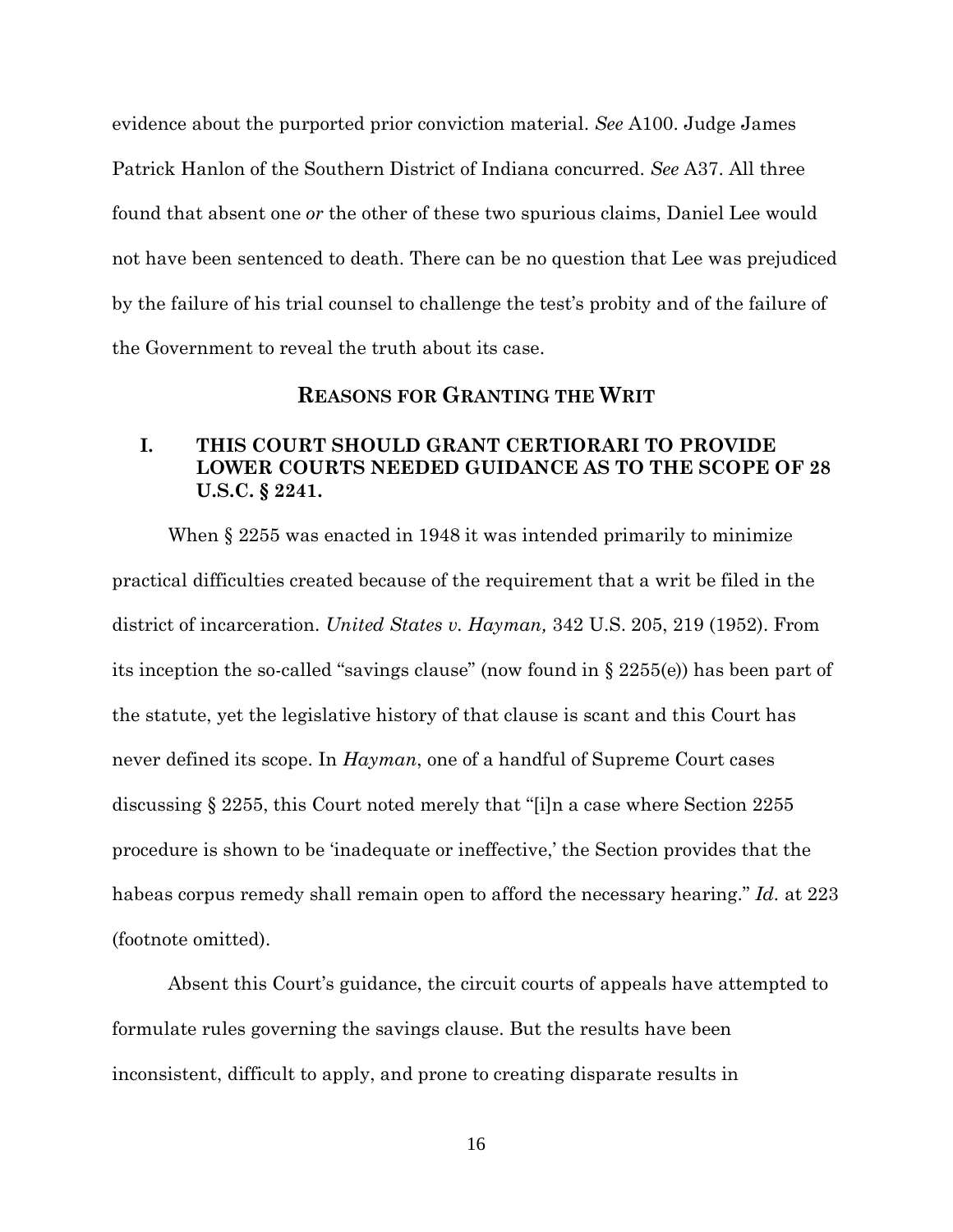evidence about the purported prior conviction material. *See* A100. Judge James Patrick Hanlon of the Southern District of Indiana concurred. *See* A37. All three found that absent one *or* the other of these two spurious claims, Daniel Lee would not have been sentenced to death. There can be no question that Lee was prejudiced by the failure of his trial counsel to challenge the test's probity and of the failure of the Government to reveal the truth about its case.

## REASONS FOR GRANTING THE WRIT

### I. THIS COURT SHOULD GRANT CERTIORARI TO PROVIDE LOWER COURTS NEEDED GUIDANCE AS TO THE SCOPE OF 28 U.S.C. § 2241.

When § 2255 was enacted in 1948 it was intended primarily to minimize practical difficulties created because of the requirement that a writ be filed in the district of incarceration. *United States v. Hayman,* 342 U.S. 205, 219 (1952). From its inception the so-called "savings clause" (now found in § 2255(e)) has been part of the statute, yet the legislative history of that clause is scant and this Court has never defined its scope. In *Hayman*, one of a handful of Supreme Court cases discussing § 2255, this Court noted merely that "[i]n a case where Section 2255 procedure is shown to be 'inadequate or ineffective,' the Section provides that the habeas corpus remedy shall remain open to afford the necessary hearing." *Id.* at 223 (footnote omitted).

Absent this Court's guidance, the circuit courts of appeals have attempted to formulate rules governing the savings clause. But the results have been inconsistent, difficult to apply, and prone to creating disparate results in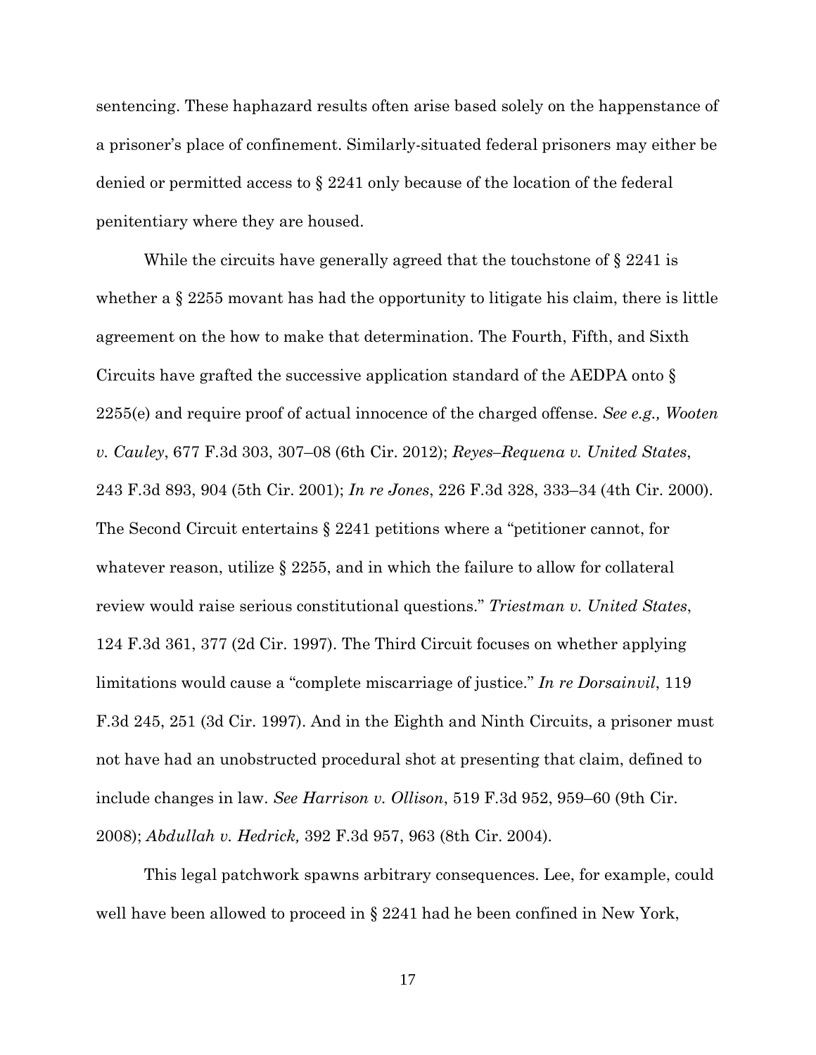sentencing. These haphazard results often arise based solely on the happenstance of a prisoner's place of confinement. Similarly-situated federal prisoners may either be denied or permitted access to § 2241 only because of the location of the federal penitentiary where they are housed.

While the circuits have generally agreed that the touchstone of § 2241 is whether a § 2255 movant has had the opportunity to litigate his claim, there is little agreement on the how to make that determination. The Fourth, Fifth, and Sixth Circuits have grafted the successive application standard of the AEDPA onto § 2255(e) and require proof of actual innocence of the charged offense. *See e.g., Wooten v. Cauley*, 677 F.3d 303, 307–08 (6th Cir. 2012); *Reyes–Requena v. United States*, 243 F.3d 893, 904 (5th Cir. 2001); *In re Jones*, 226 F.3d 328, 333–34 (4th Cir. 2000). The Second Circuit entertains § 2241 petitions where a "petitioner cannot, for whatever reason, utilize § 2255, and in which the failure to allow for collateral review would raise serious constitutional questions." *Triestman v. United States*, 124 F.3d 361, 377 (2d Cir. 1997). The Third Circuit focuses on whether applying limitations would cause a "complete miscarriage of justice." *In re Dorsainvil*, 119 F.3d 245, 251 (3d Cir. 1997). And in the Eighth and Ninth Circuits, a prisoner must not have had an unobstructed procedural shot at presenting that claim, defined to include changes in law. *See Harrison v. Ollison*, 519 F.3d 952, 959–60 (9th Cir. 2008); *Abdullah v. Hedrick,* 392 F.3d 957, 963 (8th Cir. 2004).

This legal patchwork spawns arbitrary consequences. Lee, for example, could well have been allowed to proceed in § 2241 had he been confined in New York,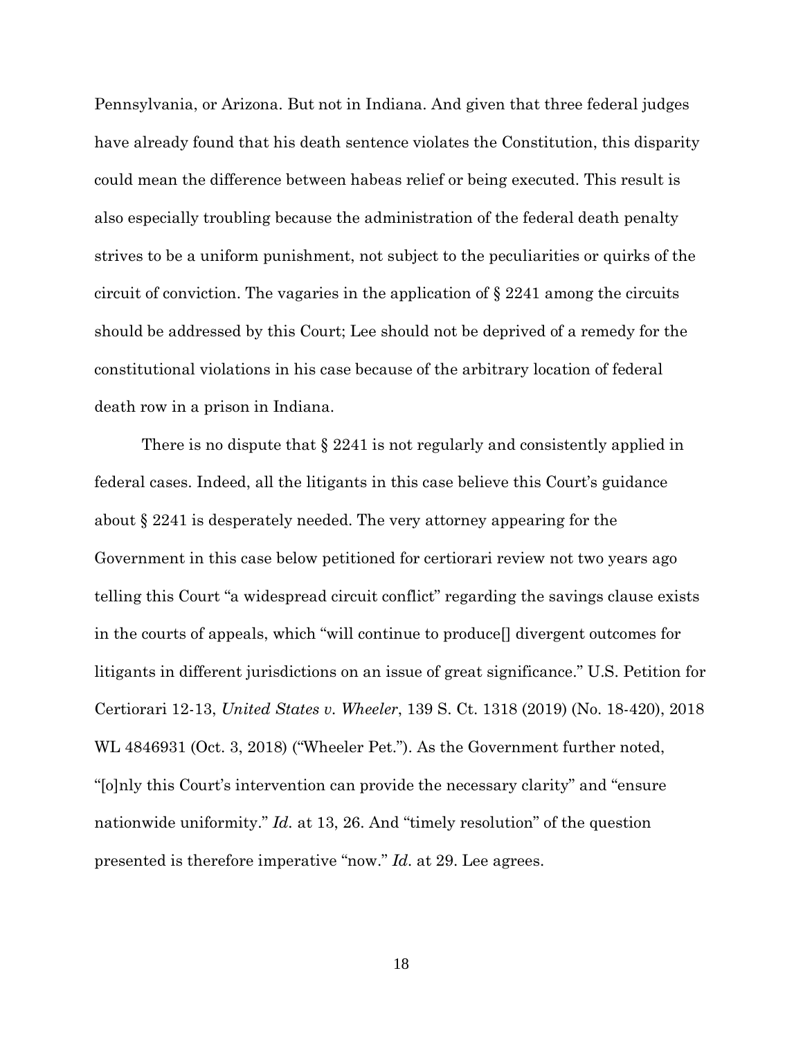Pennsylvania, or Arizona. But not in Indiana. And given that three federal judges have already found that his death sentence violates the Constitution, this disparity could mean the difference between habeas relief or being executed. This result is also especially troubling because the administration of the federal death penalty strives to be a uniform punishment, not subject to the peculiarities or quirks of the circuit of conviction. The vagaries in the application of § 2241 among the circuits should be addressed by this Court; Lee should not be deprived of a remedy for the constitutional violations in his case because of the arbitrary location of federal death row in a prison in Indiana.

There is no dispute that § 2241 is not regularly and consistently applied in federal cases. Indeed, all the litigants in this case believe this Court's guidance about § 2241 is desperately needed. The very attorney appearing for the Government in this case below petitioned for certiorari review not two years ago telling this Court "a widespread circuit conflict" regarding the savings clause exists in the courts of appeals, which "will continue to produce[] divergent outcomes for litigants in different jurisdictions on an issue of great significance." U.S. Petition for Certiorari 12-13, *United States v. Wheeler*, 139 S. Ct. 1318 (2019) (No. 18-420), 2018 WL 4846931 (Oct. 3, 2018) ("Wheeler Pet."). As the Government further noted, "[o]nly this Court's intervention can provide the necessary clarity" and "ensure nationwide uniformity." *Id.* at 13, 26. And "timely resolution" of the question presented is therefore imperative "now." *Id.* at 29. Lee agrees.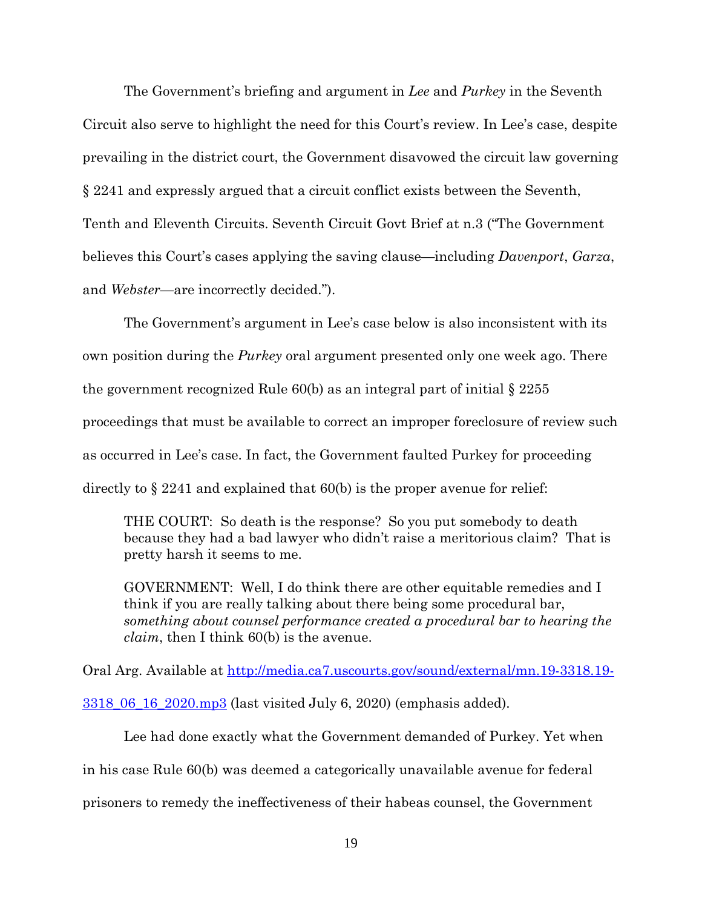The Government's briefing and argument in *Lee* and *Purkey* in the Seventh Circuit also serve to highlight the need for this Court's review. In Lee's case, despite prevailing in the district court, the Government disavowed the circuit law governing § 2241 and expressly argued that a circuit conflict exists between the Seventh, Tenth and Eleventh Circuits. Seventh Circuit Govt Brief at n.3 ("The Government believes this Court's cases applying the saving clause—including *Davenport*, *Garza*, and *Webster*—are incorrectly decided.").

The Government's argument in Lee's case below is also inconsistent with its own position during the *Purkey* oral argument presented only one week ago. There the government recognized Rule 60(b) as an integral part of initial § 2255 proceedings that must be available to correct an improper foreclosure of review such as occurred in Lee's case. In fact, the Government faulted Purkey for proceeding directly to § 2241 and explained that 60(b) is the proper avenue for relief:

> THE COURT: So death is the response? So you put somebody to death because they had a bad lawyer who didn't raise a meritorious claim? That is pretty harsh it seems to me.
>
> GOVERNMENT: Well, I do think there are other equitable remedies and I think if you are really talking about there being some procedural bar, *something about counsel performance created a procedural bar to hearing the claim*, then I think 60(b) is the avenue.

Oral Arg. Available at [http://media.ca7.uscourts.gov/sound/external/mn.19-3318.19-3318_06_16_2020.mp3](http://media.ca7.uscourts.gov/sound/external/mn.19-3318.19-3318_06_16_2020.mp3) (last visited July 6, 2020) (emphasis added).

Lee had done exactly what the Government demanded of Purkey. Yet when in his case Rule 60(b) was deemed a categorically unavailable avenue for federal prisoners to remedy the ineffectiveness of their habeas counsel, the Government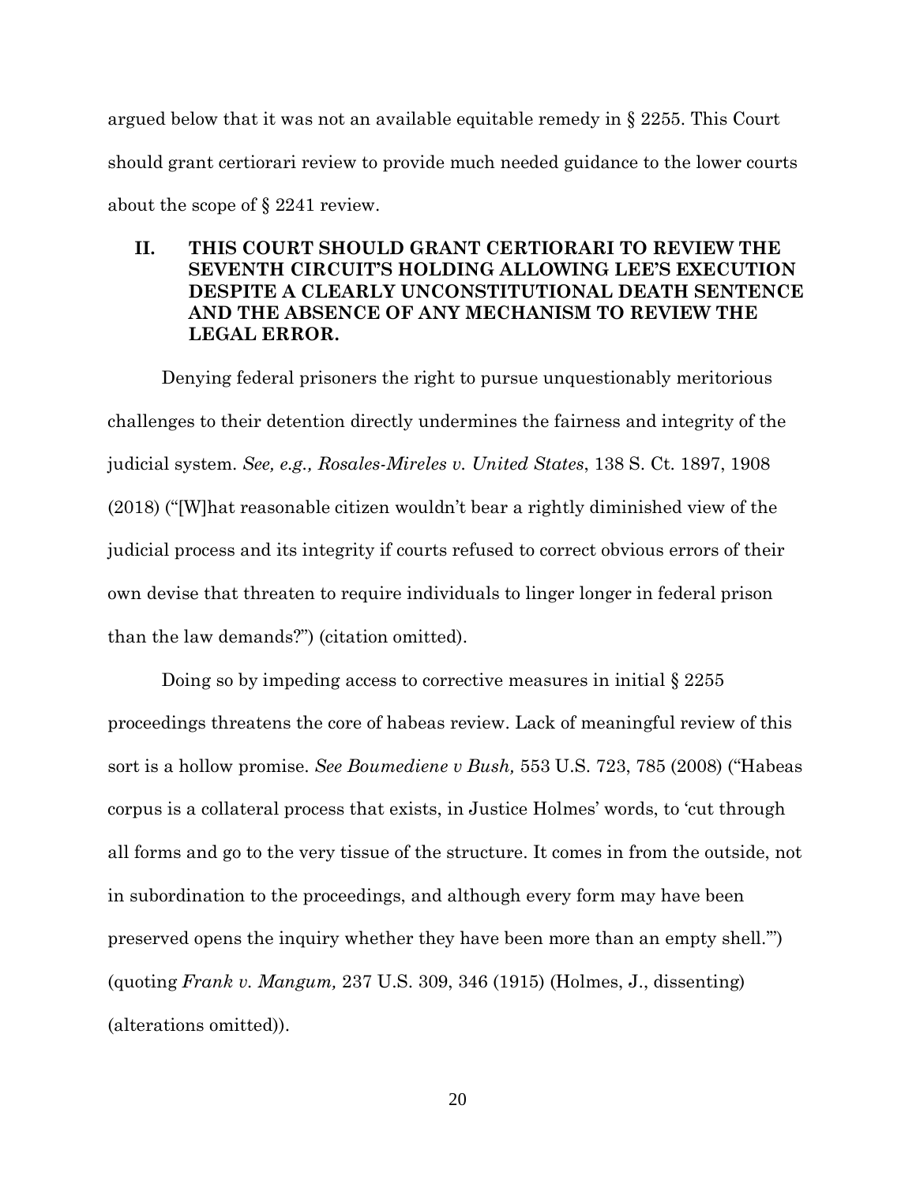argued below that it was not an available equitable remedy in § 2255. This Court should grant certiorari review to provide much needed guidance to the lower courts about the scope of § 2241 review.

## II. THIS COURT SHOULD GRANT CERTIORARI TO REVIEW THE SEVENTH CIRCUIT'S HOLDING ALLOWING LEE'S EXECUTION DESPITE A CLEARLY UNCONSTITUTIONAL DEATH SENTENCE AND THE ABSENCE OF ANY MECHANISM TO REVIEW THE LEGAL ERROR.

Denying federal prisoners the right to pursue unquestionably meritorious challenges to their detention directly undermines the fairness and integrity of the judicial system. *See, e.g., Rosales-Mireles v. United States*, 138 S. Ct. 1897, 1908 (2018) ("[W]hat reasonable citizen wouldn't bear a rightly diminished view of the judicial process and its integrity if courts refused to correct obvious errors of their own devise that threaten to require individuals to linger longer in federal prison than the law demands?") (citation omitted).

Doing so by impeding access to corrective measures in initial § 2255 proceedings threatens the core of habeas review. Lack of meaningful review of this sort is a hollow promise. *See Boumediene v Bush,* 553 U.S. 723, 785 (2008) ("Habeas corpus is a collateral process that exists, in Justice Holmes' words, to 'cut through all forms and go to the very tissue of the structure. It comes in from the outside, not in subordination to the proceedings, and although every form may have been preserved opens the inquiry whether they have been more than an empty shell.'") (quoting *Frank v. Mangum,* 237 U.S. 309, 346 (1915) (Holmes, J., dissenting) (alterations omitted)).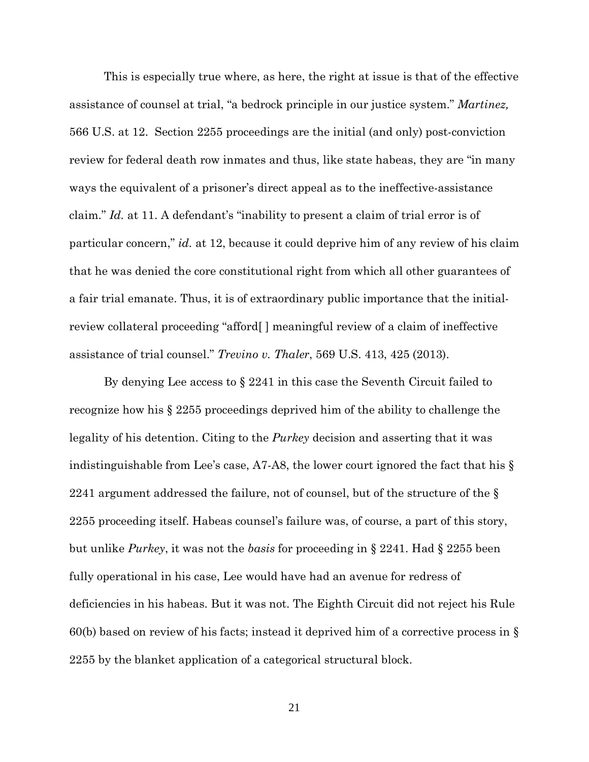This is especially true where, as here, the right at issue is that of the effective assistance of counsel at trial, "a bedrock principle in our justice system." *Martinez,* 566 U.S. at 12. Section 2255 proceedings are the initial (and only) post-conviction review for federal death row inmates and thus, like state habeas, they are "in many ways the equivalent of a prisoner's direct appeal as to the ineffective-assistance claim." *Id.* at 11. A defendant's "inability to present a claim of trial error is of particular concern," *id.* at 12, because it could deprive him of any review of his claim that he was denied the core constitutional right from which all other guarantees of a fair trial emanate. Thus, it is of extraordinary public importance that the initial-review collateral proceeding "afford[ ] meaningful review of a claim of ineffective assistance of trial counsel." *Trevino v. Thaler*, 569 U.S. 413, 425 (2013).

By denying Lee access to § 2241 in this case the Seventh Circuit failed to recognize how his § 2255 proceedings deprived him of the ability to challenge the legality of his detention. Citing to the *Purkey* decision and asserting that it was indistinguishable from Lee's case, A7-A8, the lower court ignored the fact that his § 2241 argument addressed the failure, not of counsel, but of the structure of the § 2255 proceeding itself. Habeas counsel's failure was, of course, a part of this story, but unlike *Purkey*, it was not the *basis* for proceeding in § 2241. Had § 2255 been fully operational in his case, Lee would have had an avenue for redress of deficiencies in his habeas. But it was not. The Eighth Circuit did not reject his Rule 60(b) based on review of his facts; instead it deprived him of a corrective process in § 2255 by the blanket application of a categorical structural block.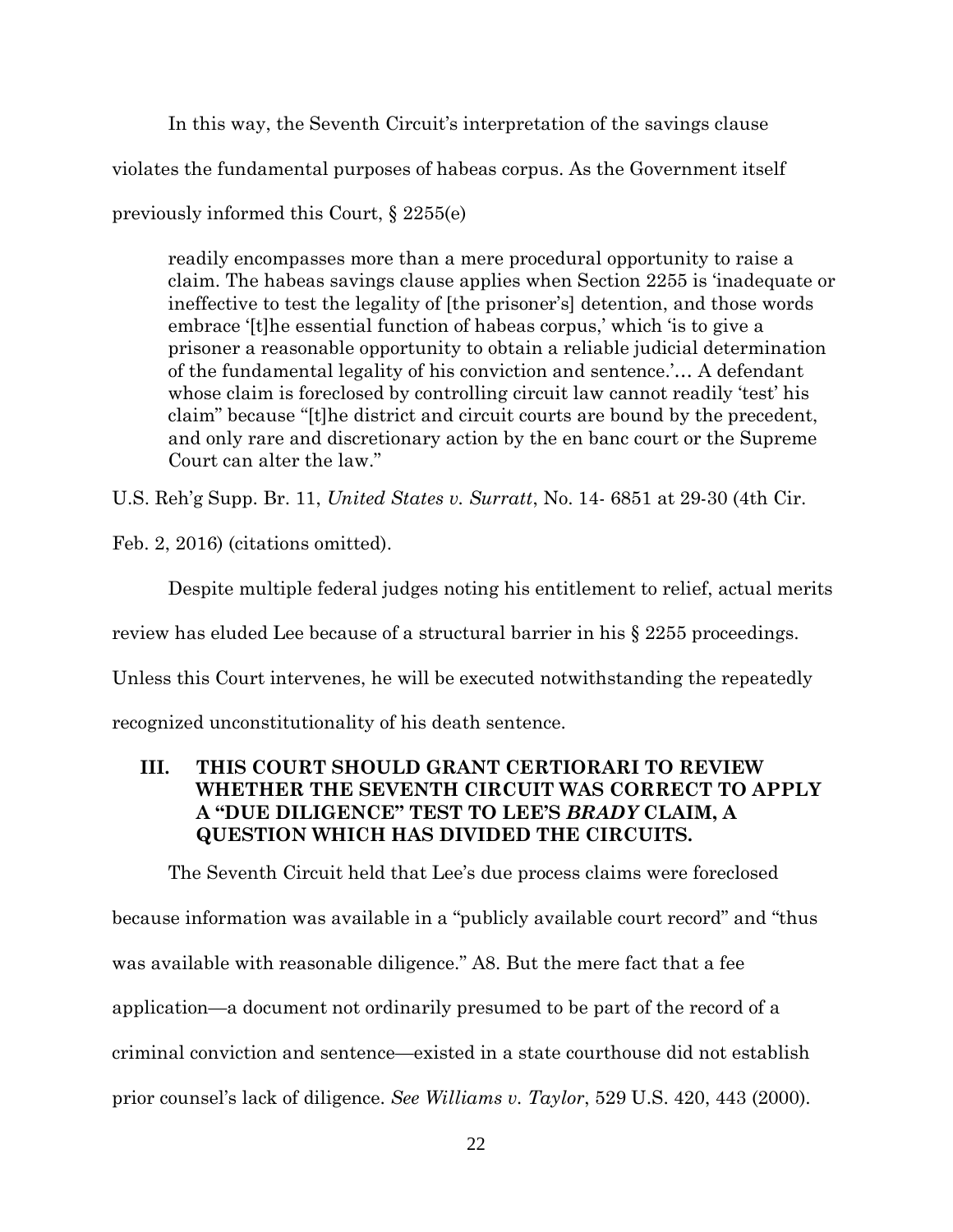In this way, the Seventh Circuit's interpretation of the savings clause violates the fundamental purposes of habeas corpus. As the Government itself previously informed this Court, § 2255(e)

> readily encompasses more than a mere procedural opportunity to raise a claim. The habeas savings clause applies when Section 2255 is 'inadequate or ineffective to test the legality of [the prisoner's] detention, and those words embrace '[t]he essential function of habeas corpus,' which 'is to give a prisoner a reasonable opportunity to obtain a reliable judicial determination of the fundamental legality of his conviction and sentence.'… A defendant whose claim is foreclosed by controlling circuit law cannot readily 'test' his claim" because "[t]he district and circuit courts are bound by the precedent, and only rare and discretionary action by the en banc court or the Supreme Court can alter the law."

U.S. Reh'g Supp. Br. 11, *United States v. Surratt*, No. 14- 6851 at 29-30 (4th Cir. Feb. 2, 2016) (citations omitted).

Despite multiple federal judges noting his entitlement to relief, actual merits review has eluded Lee because of a structural barrier in his § 2255 proceedings. Unless this Court intervenes, he will be executed notwithstanding the repeatedly recognized unconstitutionality of his death sentence.

## III. THIS COURT SHOULD GRANT CERTIORARI TO REVIEW WHETHER THE SEVENTH CIRCUIT WAS CORRECT TO APPLY A "DUE DILIGENCE" TEST TO LEE'S *BRADY* CLAIM, A QUESTION WHICH HAS DIVIDED THE CIRCUITS.

The Seventh Circuit held that Lee's due process claims were foreclosed because information was available in a "publicly available court record" and "thus was available with reasonable diligence." A8. But the mere fact that a fee application—a document not ordinarily presumed to be part of the record of a criminal conviction and sentence—existed in a state courthouse did not establish prior counsel's lack of diligence. *See Williams v. Taylor*, 529 U.S. 420, 443 (2000).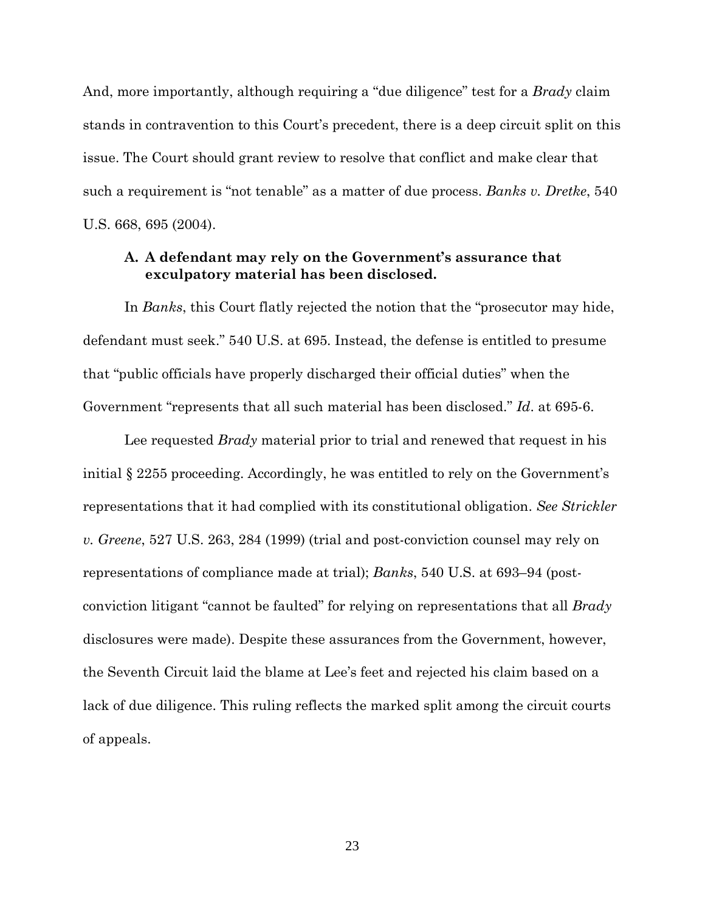And, more importantly, although requiring a "due diligence" test for a *Brady* claim stands in contravention to this Court's precedent, there is a deep circuit split on this issue. The Court should grant review to resolve that conflict and make clear that such a requirement is "not tenable" as a matter of due process. *Banks v. Dretke*, 540 U.S. 668, 695 (2004).

### A. A defendant may rely on the Government's assurance that exculpatory material has been disclosed.

In *Banks*, this Court flatly rejected the notion that the "prosecutor may hide, defendant must seek." 540 U.S. at 695. Instead, the defense is entitled to presume that "public officials have properly discharged their official duties" when the Government "represents that all such material has been disclosed." *Id*. at 695-6.

Lee requested *Brady* material prior to trial and renewed that request in his initial § 2255 proceeding. Accordingly, he was entitled to rely on the Government's representations that it had complied with its constitutional obligation. *See Strickler v. Greene*, 527 U.S. 263, 284 (1999) (trial and post-conviction counsel may rely on representations of compliance made at trial); *Banks*, 540 U.S. at 693–94 (post-conviction litigant "cannot be faulted" for relying on representations that all *Brady* disclosures were made). Despite these assurances from the Government, however, the Seventh Circuit laid the blame at Lee's feet and rejected his claim based on a lack of due diligence. This ruling reflects the marked split among the circuit courts of appeals.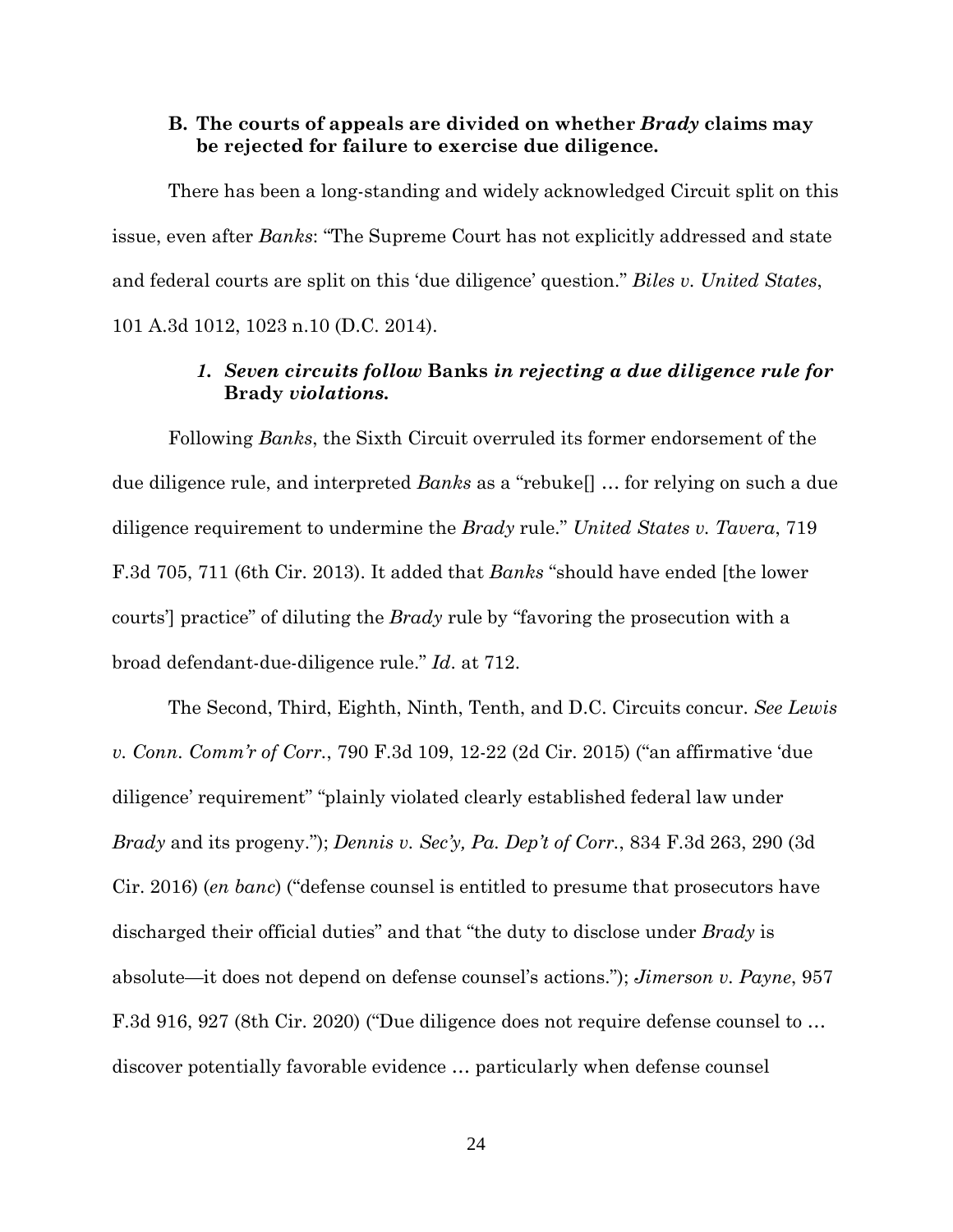### B. The courts of appeals are divided on whether *Brady* claims may be rejected for failure to exercise due diligence.

There has been a long-standing and widely acknowledged Circuit split on this issue, even after *Banks*: "The Supreme Court has not explicitly addressed and state and federal courts are split on this 'due diligence' question." *Biles v. United States*, 101 A.3d 1012, 1023 n.10 (D.C. 2014).

#### *1. Seven circuits follow* Banks *in rejecting a due diligence rule for* Brady *violations.*

Following *Banks*, the Sixth Circuit overruled its former endorsement of the due diligence rule, and interpreted *Banks* as a "rebuke[] … for relying on such a due diligence requirement to undermine the *Brady* rule." *United States v. Tavera*, 719 F.3d 705, 711 (6th Cir. 2013). It added that *Banks* "should have ended [the lower courts'] practice" of diluting the *Brady* rule by "favoring the prosecution with a broad defendant-due-diligence rule." *Id*. at 712.

The Second, Third, Eighth, Ninth, Tenth, and D.C. Circuits concur. *See Lewis v. Conn. Comm'r of Corr.*, 790 F.3d 109, 12-22 (2d Cir. 2015) ("an affirmative 'due diligence' requirement" "plainly violated clearly established federal law under *Brady* and its progeny."); *Dennis v. Sec'y, Pa. Dep't of Corr.*, 834 F.3d 263, 290 (3d Cir. 2016) (*en banc*) ("defense counsel is entitled to presume that prosecutors have discharged their official duties" and that "the duty to disclose under *Brady* is absolute—it does not depend on defense counsel's actions."); *Jimerson v. Payne*, 957 F.3d 916, 927 (8th Cir. 2020) ("Due diligence does not require defense counsel to … discover potentially favorable evidence … particularly when defense counsel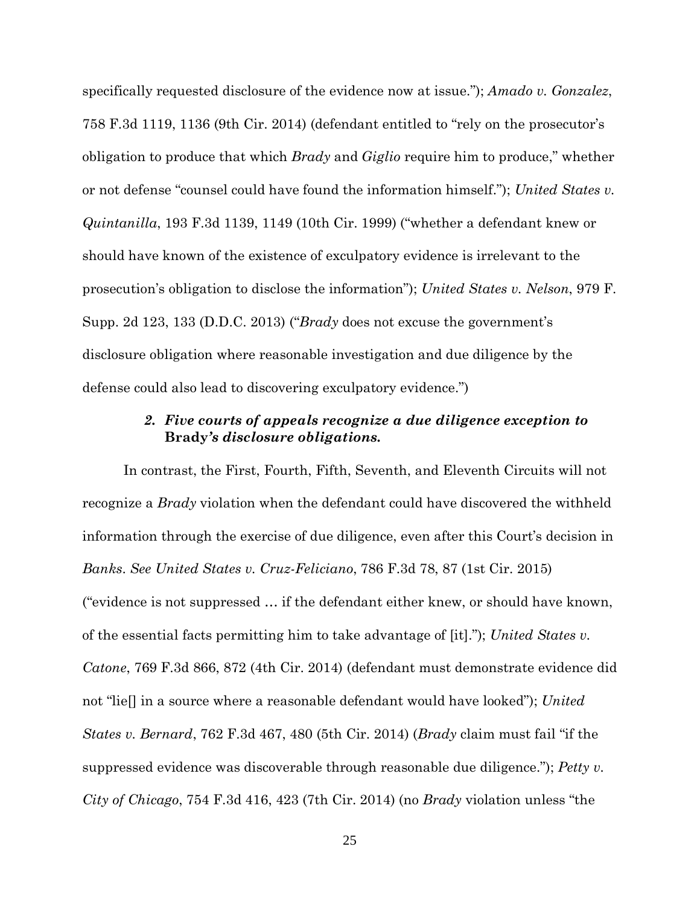specifically requested disclosure of the evidence now at issue."); *Amado v. Gonzalez*, 758 F.3d 1119, 1136 (9th Cir. 2014) (defendant entitled to "rely on the prosecutor's obligation to produce that which *Brady* and *Giglio* require him to produce," whether or not defense "counsel could have found the information himself."); *United States v. Quintanilla*, 193 F.3d 1139, 1149 (10th Cir. 1999) ("whether a defendant knew or should have known of the existence of exculpatory evidence is irrelevant to the prosecution's obligation to disclose the information"); *United States v. Nelson*, 979 F. Supp. 2d 123, 133 (D.D.C. 2013) ("*Brady* does not excuse the government's disclosure obligation where reasonable investigation and due diligence by the defense could also lead to discovering exculpatory evidence.")

### *2. Five courts of appeals recognize a due diligence exception to* **Brady***'s disclosure obligations.*

In contrast, the First, Fourth, Fifth, Seventh, and Eleventh Circuits will not recognize a *Brady* violation when the defendant could have discovered the withheld information through the exercise of due diligence, even after this Court's decision in *Banks*. *See United States v. Cruz-Feliciano*, 786 F.3d 78, 87 (1st Cir. 2015) ("evidence is not suppressed … if the defendant either knew, or should have known, of the essential facts permitting him to take advantage of [it]."); *United States v. Catone*, 769 F.3d 866, 872 (4th Cir. 2014) (defendant must demonstrate evidence did not "lie[] in a source where a reasonable defendant would have looked"); *United States v. Bernard*, 762 F.3d 467, 480 (5th Cir. 2014) (*Brady* claim must fail "if the suppressed evidence was discoverable through reasonable due diligence."); *Petty v. City of Chicago*, 754 F.3d 416, 423 (7th Cir. 2014) (no *Brady* violation unless "the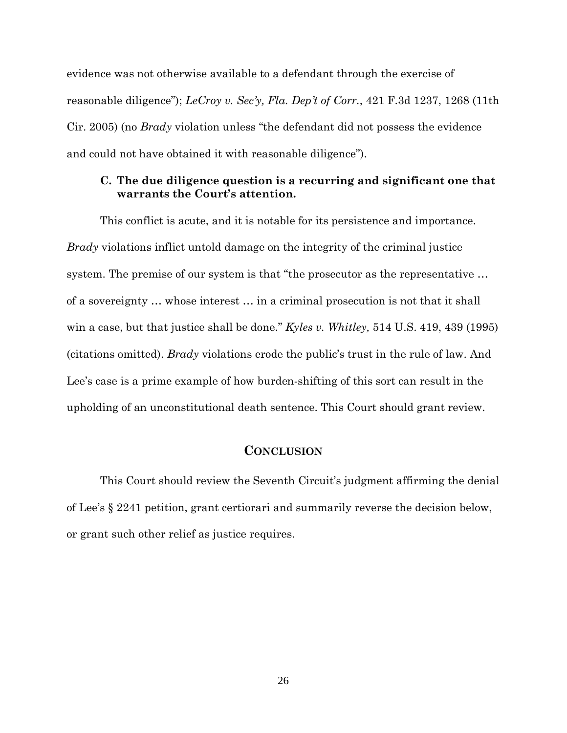evidence was not otherwise available to a defendant through the exercise of reasonable diligence"); *LeCroy v. Sec'y, Fla. Dep't of Corr.*, 421 F.3d 1237, 1268 (11th Cir. 2005) (no *Brady* violation unless "the defendant did not possess the evidence and could not have obtained it with reasonable diligence").

### C. The due diligence question is a recurring and significant one that warrants the Court's attention.

This conflict is acute, and it is notable for its persistence and importance. *Brady* violations inflict untold damage on the integrity of the criminal justice system. The premise of our system is that "the prosecutor as the representative … of a sovereignty … whose interest … in a criminal prosecution is not that it shall win a case, but that justice shall be done." *Kyles v. Whitley,* 514 U.S. 419, 439 (1995) (citations omitted). *Brady* violations erode the public's trust in the rule of law. And Lee's case is a prime example of how burden-shifting of this sort can result in the upholding of an unconstitutional death sentence. This Court should grant review.

## CONCLUSION

This Court should review the Seventh Circuit's judgment affirming the denial of Lee's § 2241 petition, grant certiorari and summarily reverse the decision below, or grant such other relief as justice requires.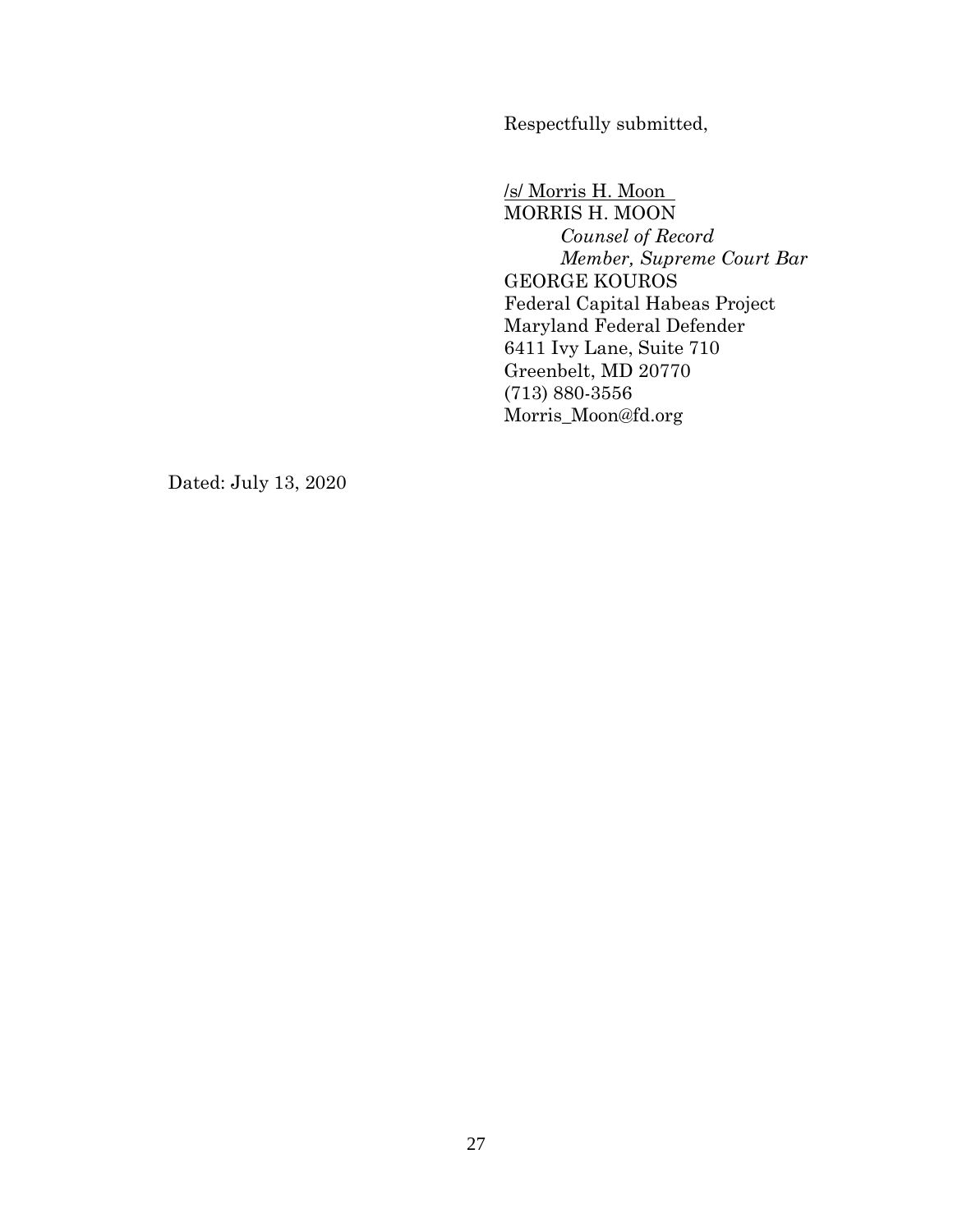Respectfully submitted,

/s/ Morris H. Moon
MORRIS H. MOON
*Counsel of Record*
*Member, Supreme Court Bar*
GEORGE KOUROS
Federal Capital Habeas Project
Maryland Federal Defender
6411 Ivy Lane, Suite 710
Greenbelt, MD 20770
(713) 880-3556
Morris_Moon@fd.org

Dated: July 13, 2020